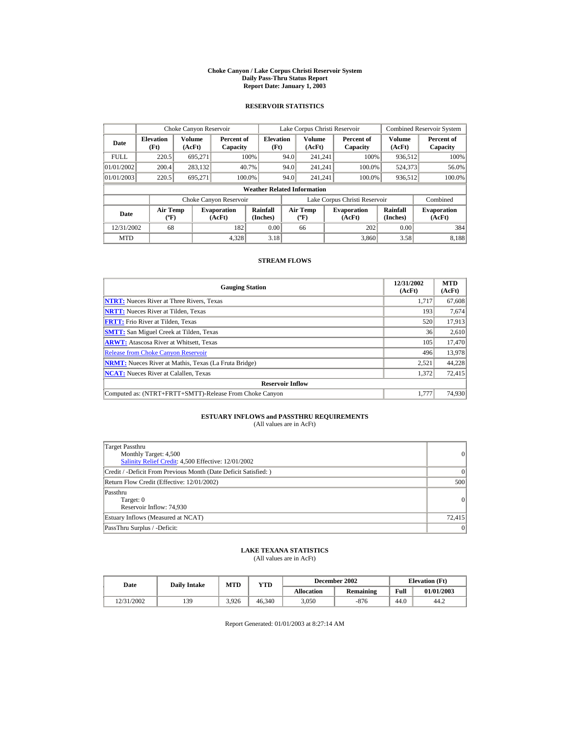# Choke Canyon / Lake Corpus Christi Reservoir System
## Daily Pass-Thru Status Report
### Report Date: January 1, 2003

## RESERVOIR STATISTICS

| | Choke Canyon Reservoir | | | Lake Corpus Christi Reservoir | | | Combined Reservoir System | |
|---|---|---|---|---|---|---|---|---|
| Date | Elevation (Ft) | Volume (AcFt) | Percent of Capacity | Elevation (Ft) | Volume (AcFt) | Percent of Capacity | Volume (AcFt) | Percent of Capacity |
| FULL | 220.5 | 695,271 | 100% | 94.0 | 241,241 | 100% | 936,512 | 100% |
| 01/01/2002 | 200.4 | 283,132 | 40.7% | 94.0 | 241,241 | 100.0% | 524,373 | 56.0% |
| 01/01/2003 | 220.5 | 695,271 | 100.0% | 94.0 | 241,241 | 100.0% | 936,512 | 100.0% |

**Weather Related Information**

| | Choke Canyon Reservoir | | | Lake Corpus Christi Reservoir | | | Combined |
|---|---|---|---|---|---|---|---|
| Date | Air Temp (ºF) | Evaporation (AcFt) | Rainfall (Inches) | Air Temp (ºF) | Evaporation (AcFt) | Rainfall (Inches) | Evaporation (AcFt) |
| 12/31/2002 | 68 | 182 | 0.00 | 66 | 202 | 0.00 | 384 |
| MTD | | 4,328 | 3.18 | | 3,860 | 3.58 | 8,188 |

## STREAM FLOWS

| Gauging Station | 12/31/2002 (AcFt) | MTD (AcFt) |
|---|---|---|
| **NTRT:** Nueces River at Three Rivers, Texas | 1,717 | 67,608 |
| **NRTT:** Nueces River at Tilden, Texas | 193 | 7,674 |
| **FRTT:** Frio River at Tilden, Texas | 520 | 17,913 |
| **SMTT:** San Miguel Creek at Tilden, Texas | 36 | 2,610 |
| **ARWT:** Atascosa River at Whitsett, Texas | 105 | 17,470 |
| Release from Choke Canyon Reservoir | 496 | 13,978 |
| **NRMT:** Nueces River at Mathis, Texas (La Fruta Bridge) | 2,521 | 44,228 |
| **NCAT:** Nueces River at Calallen, Texas | 1,372 | 72,415 |
| **Reservoir Inflow** | | |
| Computed as: (NTRT+FRTT+SMTT)-Release From Choke Canyon | 1,777 | 74,930 |

## ESTUARY INFLOWS and PASSTHRU REQUIREMENTS
(All values are in AcFt)

| | |
|---|---|
| Target Passthru<br>Monthly Target: 4,500<br>Salinity Relief Credit: 4,500 Effective: 12/01/2002 | 0 |
| Credit / -Deficit From Previous Month (Date Deficit Satisfied: ) | 0 |
| Return Flow Credit (Effective: 12/01/2002) | 500 |
| Passthru<br>Target: 0<br>Reservoir Inflow: 74,930 | 0 |
| Estuary Inflows (Measured at NCAT) | 72,415 |
| PassThru Surplus / -Deficit: | 0 |

## LAKE TEXANA STATISTICS
(All values are in AcFt)

| Date | Daily Intake | MTD | YTD | December 2002 | | Elevation (Ft) | |
|---|---|---|---|---|---|---|---|
| | | | | Allocation | Remaining | Full | 01/01/2003 |
| 12/31/2002 | 139 | 3,926 | 46,340 | 3,050 | -876 | 44.0 | 44.2 |

Report Generated: 01/01/2003 at 8:27:14 AM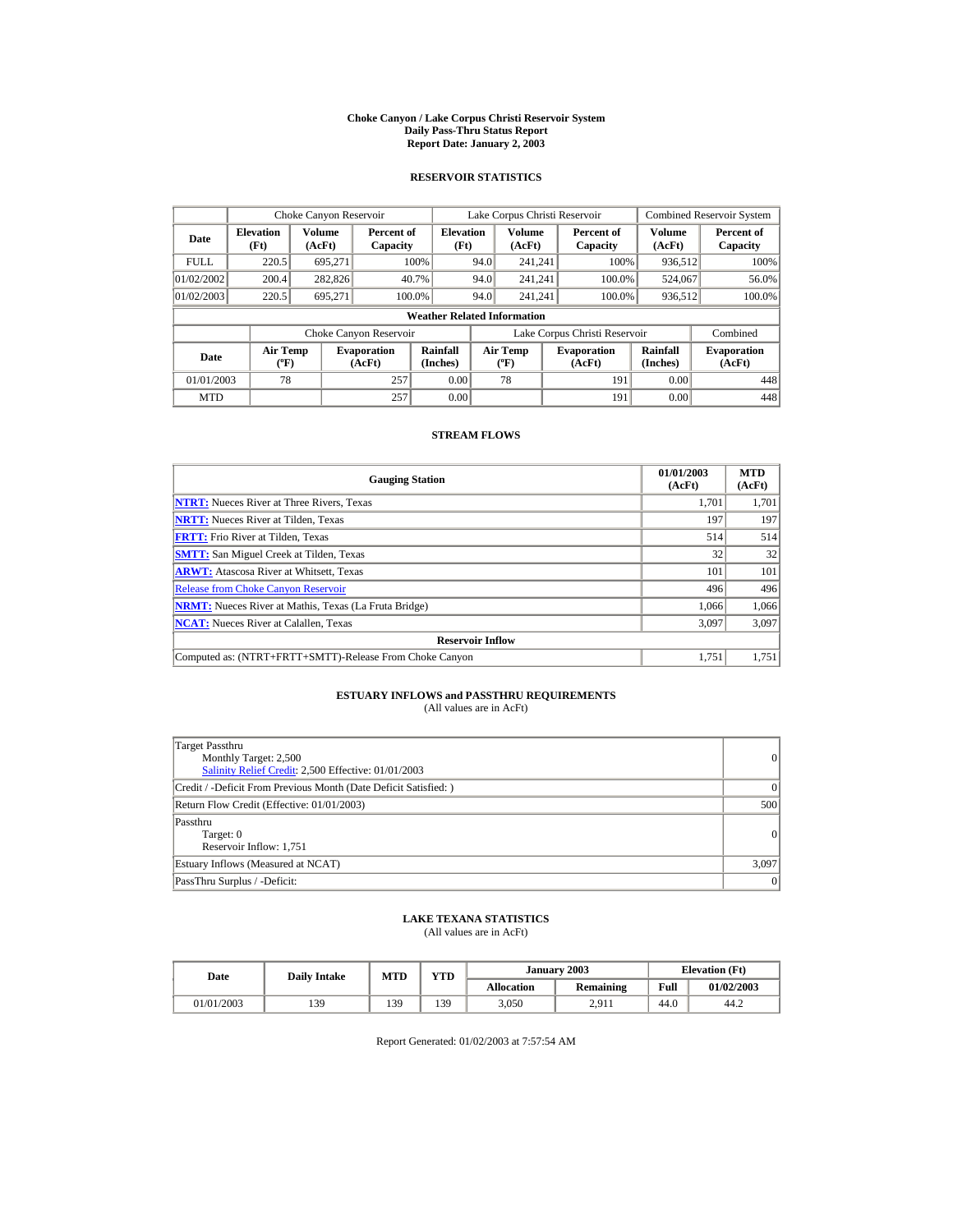# Choke Canyon / Lake Corpus Christi Reservoir System
## Daily Pass-Thru Status Report
## Report Date: January 2, 2003

### RESERVOIR STATISTICS

| | Choke Canyon Reservoir | | | Lake Corpus Christi Reservoir | | | Combined Reservoir System | |
|---|---|---|---|---|---|---|---|---|
| Date | Elevation (Ft) | Volume (AcFt) | Percent of Capacity | Elevation (Ft) | Volume (AcFt) | Percent of Capacity | Volume (AcFt) | Percent of Capacity |
| FULL | 220.5 | 695,271 | 100% | 94.0 | 241,241 | 100% | 936,512 | 100% |
| 01/02/2002 | 200.4 | 282,826 | 40.7% | 94.0 | 241,241 | 100.0% | 524,067 | 56.0% |
| 01/02/2003 | 220.5 | 695,271 | 100.0% | 94.0 | 241,241 | 100.0% | 936,512 | 100.0% |

**Weather Related Information**

| | Choke Canyon Reservoir | | | Lake Corpus Christi Reservoir | | | Combined |
|---|---|---|---|---|---|---|---|
| Date | Air Temp (ºF) | Evaporation (AcFt) | Rainfall (Inches) | Air Temp (ºF) | Evaporation (AcFt) | Rainfall (Inches) | Evaporation (AcFt) |
| 01/01/2003 | 78 | 257 | 0.00 | 78 | 191 | 0.00 | 448 |
| MTD | | 257 | 0.00 | | 191 | 0.00 | 448 |

### STREAM FLOWS

| Gauging Station | 01/01/2003 (AcFt) | MTD (AcFt) |
|---|---|---|
| NTRT: Nueces River at Three Rivers, Texas | 1,701 | 1,701 |
| NRTT: Nueces River at Tilden, Texas | 197 | 197 |
| FRTT: Frio River at Tilden, Texas | 514 | 514 |
| SMTT: San Miguel Creek at Tilden, Texas | 32 | 32 |
| ARWT: Atascosa River at Whitsett, Texas | 101 | 101 |
| Release from Choke Canyon Reservoir | 496 | 496 |
| NRMT: Nueces River at Mathis, Texas (La Fruta Bridge) | 1,066 | 1,066 |
| NCAT: Nueces River at Calallen, Texas | 3,097 | 3,097 |
| **Reservoir Inflow** | | |
| Computed as: (NTRT+FRTT+SMTT)-Release From Choke Canyon | 1,751 | 1,751 |

### ESTUARY INFLOWS and PASSTHRU REQUIREMENTS
(All values are in AcFt)

| | |
|---|---|
| Target Passthru<br>Monthly Target: 2,500<br>Salinity Relief Credit: 2,500 Effective: 01/01/2003 | 0 |
| Credit / -Deficit From Previous Month (Date Deficit Satisfied: ) | 0 |
| Return Flow Credit (Effective: 01/01/2003) | 500 |
| Passthru<br>Target: 0<br>Reservoir Inflow: 1,751 | 0 |
| Estuary Inflows (Measured at NCAT) | 3,097 |
| PassThru Surplus / -Deficit: | 0 |

### LAKE TEXANA STATISTICS
(All values are in AcFt)

| Date | Daily Intake | MTD | YTD | January 2003 | | Elevation (Ft) | |
|---|---|---|---|---|---|---|---|
| | | | | Allocation | Remaining | Full | 01/02/2003 |
| 01/01/2003 | 139 | 139 | 139 | 3,050 | 2,911 | 44.0 | 44.2 |

Report Generated: 01/02/2003 at 7:57:54 AM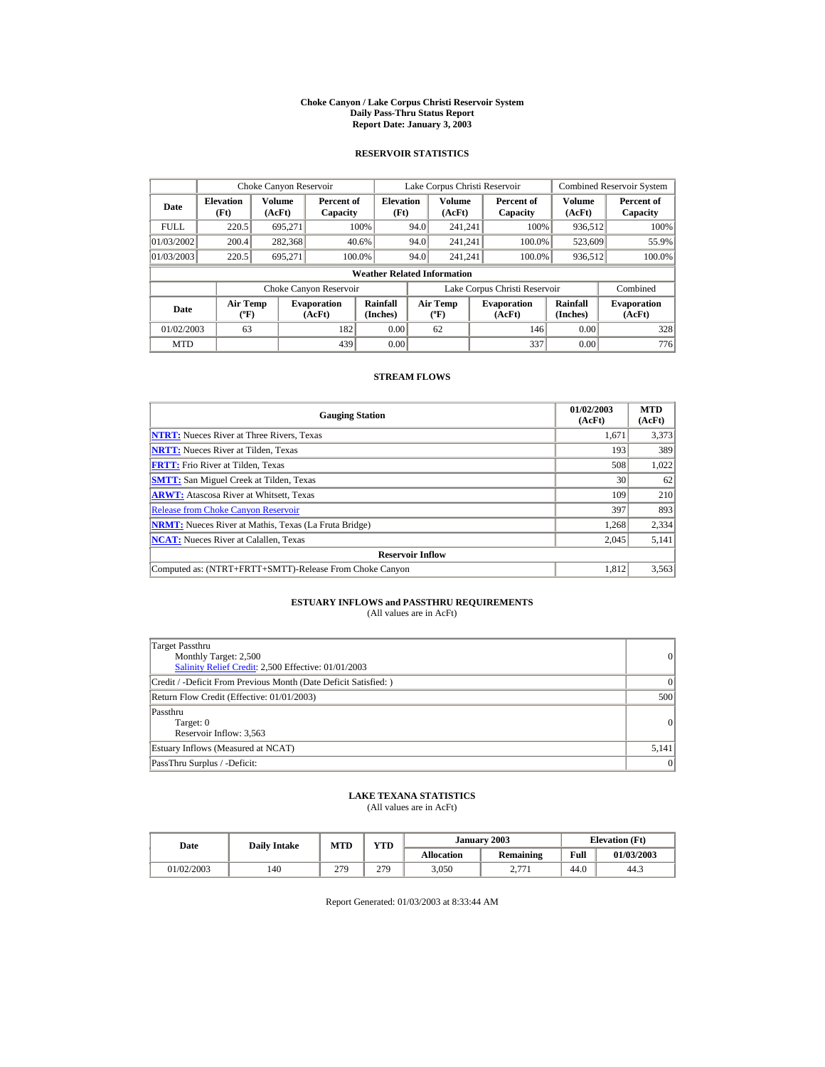# Choke Canyon / Lake Corpus Christi Reservoir System
## Daily Pass-Thru Status Report
## Report Date: January 3, 2003

### RESERVOIR STATISTICS

| Date | Choke Canyon Reservoir | | | Lake Corpus Christi Reservoir | | | Combined Reservoir System | |
|---|---|---|---|---|---|---|---|---|
| | Elevation (Ft) | Volume (AcFt) | Percent of Capacity | Elevation (Ft) | Volume (AcFt) | Percent of Capacity | Volume (AcFt) | Percent of Capacity |
| FULL | 220.5 | 695,271 | 100% | 94.0 | 241,241 | 100% | 936,512 | 100% |
| 01/03/2002 | 200.4 | 282,368 | 40.6% | 94.0 | 241,241 | 100.0% | 523,609 | 55.9% |
| 01/03/2003 | 220.5 | 695,271 | 100.0% | 94.0 | 241,241 | 100.0% | 936,512 | 100.0% |

**Weather Related Information**

| Date | Choke Canyon Reservoir | | | Lake Corpus Christi Reservoir | | | Combined |
|---|---|---|---|---|---|---|---|
| | Air Temp (ºF) | Evaporation (AcFt) | Rainfall (Inches) | Air Temp (ºF) | Evaporation (AcFt) | Rainfall (Inches) | Evaporation (AcFt) |
| 01/02/2003 | 63 | 182 | 0.00 | 62 | 146 | 0.00 | 328 |
| MTD | | 439 | 0.00 | | 337 | 0.00 | 776 |

### STREAM FLOWS

| Gauging Station | 01/02/2003 (AcFt) | MTD (AcFt) |
|---|---|---|
| NTRT: Nueces River at Three Rivers, Texas | 1,671 | 3,373 |
| NRTT: Nueces River at Tilden, Texas | 193 | 389 |
| FRTT: Frio River at Tilden, Texas | 508 | 1,022 |
| SMTT: San Miguel Creek at Tilden, Texas | 30 | 62 |
| ARWT: Atascosa River at Whitsett, Texas | 109 | 210 |
| Release from Choke Canyon Reservoir | 397 | 893 |
| NRMT: Nueces River at Mathis, Texas (La Fruta Bridge) | 1,268 | 2,334 |
| NCAT: Nueces River at Calallen, Texas | 2,045 | 5,141 |
| **Reservoir Inflow** | | |
| Computed as: (NTRT+FRTT+SMTT)-Release From Choke Canyon | 1,812 | 3,563 |

### ESTUARY INFLOWS and PASSTHRU REQUIREMENTS
(All values are in AcFt)

| | |
|---|---|
| Target Passthru<br>Monthly Target: 2,500<br>Salinity Relief Credit: 2,500 Effective: 01/01/2003 | 0 |
| Credit / -Deficit From Previous Month (Date Deficit Satisfied: ) | 0 |
| Return Flow Credit (Effective: 01/01/2003) | 500 |
| Passthru<br>Target: 0<br>Reservoir Inflow: 3,563 | 0 |
| Estuary Inflows (Measured at NCAT) | 5,141 |
| PassThru Surplus / -Deficit: | 0 |

### LAKE TEXANA STATISTICS
(All values are in AcFt)

| Date | Daily Intake | MTD | YTD | January 2003 | | Elevation (Ft) | |
|---|---|---|---|---|---|---|---|
| | | | | Allocation | Remaining | Full | 01/03/2003 |
| 01/02/2003 | 140 | 279 | 279 | 3,050 | 2,771 | 44.0 | 44.3 |

Report Generated: 01/03/2003 at 8:33:44 AM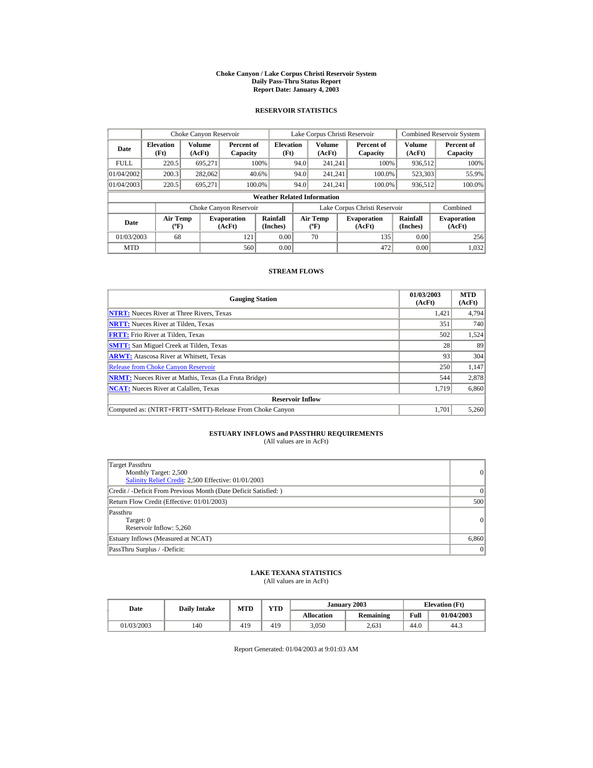# Choke Canyon / Lake Corpus Christi Reservoir System
## Daily Pass-Thru Status Report
### Report Date: January 4, 2003

## RESERVOIR STATISTICS

| Date | Choke Canyon Reservoir | | | Lake Corpus Christi Reservoir | | | Combined Reservoir System | |
|---|---|---|---|---|---|---|---|---|
| | Elevation (Ft) | Volume (AcFt) | Percent of Capacity | Elevation (Ft) | Volume (AcFt) | Percent of Capacity | Volume (AcFt) | Percent of Capacity |
| FULL | 220.5 | 695,271 | 100% | 94.0 | 241,241 | 100% | 936,512 | 100% |
| 01/04/2002 | 200.3 | 282,062 | 40.6% | 94.0 | 241,241 | 100.0% | 523,303 | 55.9% |
| 01/04/2003 | 220.5 | 695,271 | 100.0% | 94.0 | 241,241 | 100.0% | 936,512 | 100.0% |

**Weather Related Information**

| Date | Choke Canyon Reservoir | | | Lake Corpus Christi Reservoir | | | Combined |
|---|---|---|---|---|---|---|---|
| | Air Temp (ºF) | Evaporation (AcFt) | Rainfall (Inches) | Air Temp (ºF) | Evaporation (AcFt) | Rainfall (Inches) | Evaporation (AcFt) |
| 01/03/2003 | 68 | 121 | 0.00 | 70 | 135 | 0.00 | 256 |
| MTD | | 560 | 0.00 | | 472 | 0.00 | 1,032 |

## STREAM FLOWS

| Gauging Station | 01/03/2003 (AcFt) | MTD (AcFt) |
|---|---|---|
| NTRT: Nueces River at Three Rivers, Texas | 1,421 | 4,794 |
| NRTT: Nueces River at Tilden, Texas | 351 | 740 |
| FRTT: Frio River at Tilden, Texas | 502 | 1,524 |
| SMTT: San Miguel Creek at Tilden, Texas | 28 | 89 |
| ARWT: Atascosa River at Whitsett, Texas | 93 | 304 |
| Release from Choke Canyon Reservoir | 250 | 1,147 |
| NRMT: Nueces River at Mathis, Texas (La Fruta Bridge) | 544 | 2,878 |
| NCAT: Nueces River at Calallen, Texas | 1,719 | 6,860 |
| **Reservoir Inflow** | | |
| Computed as: (NTRT+FRTT+SMTT)-Release From Choke Canyon | 1,701 | 5,260 |

## ESTUARY INFLOWS and PASSTHRU REQUIREMENTS
(All values are in AcFt)

| | |
|---|---|
| Target Passthru<br>Monthly Target: 2,500<br>Salinity Relief Credit: 2,500 Effective: 01/01/2003 | 0 |
| Credit / -Deficit From Previous Month (Date Deficit Satisfied: ) | 0 |
| Return Flow Credit (Effective: 01/01/2003) | 500 |
| Passthru<br>Target: 0<br>Reservoir Inflow: 5,260 | 0 |
| Estuary Inflows (Measured at NCAT) | 6,860 |
| PassThru Surplus / -Deficit: | 0 |

## LAKE TEXANA STATISTICS
(All values are in AcFt)

| Date | Daily Intake | MTD | YTD | January 2003 | | Elevation (Ft) | |
|---|---|---|---|---|---|---|---|
| | | | | Allocation | Remaining | Full | 01/04/2003 |
| 01/03/2003 | 140 | 419 | 419 | 3,050 | 2,631 | 44.0 | 44.3 |

Report Generated: 01/04/2003 at 9:01:03 AM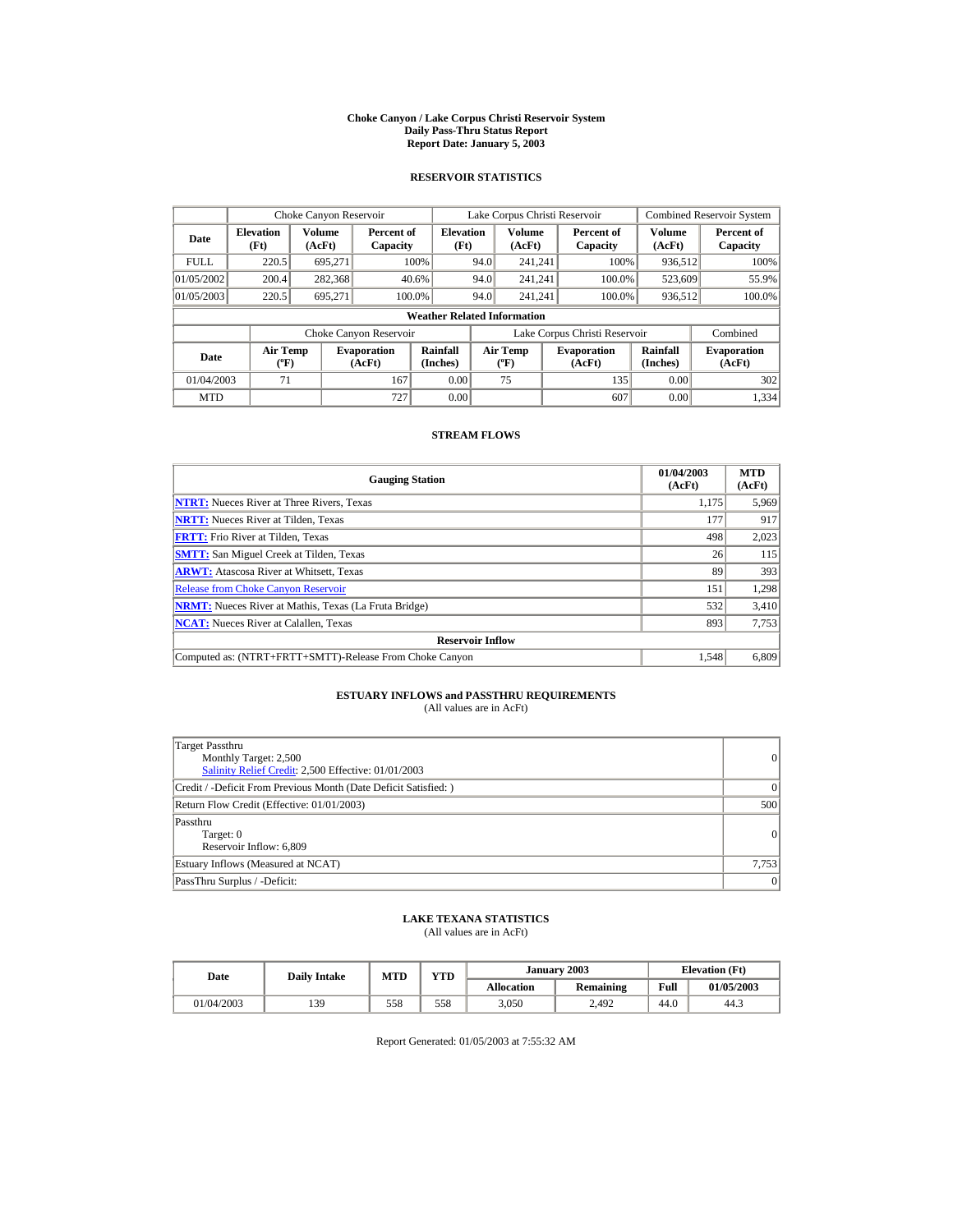# Choke Canyon / Lake Corpus Christi Reservoir System
## Daily Pass-Thru Status Report
## Report Date: January 5, 2003

### RESERVOIR STATISTICS

| Date | Choke Canyon Reservoir | | | Lake Corpus Christi Reservoir | | | Combined Reservoir System | |
|---|---|---|---|---|---|---|---|---|
| | Elevation (Ft) | Volume (AcFt) | Percent of Capacity | Elevation (Ft) | Volume (AcFt) | Percent of Capacity | Volume (AcFt) | Percent of Capacity |
| FULL | 220.5 | 695,271 | 100% | 94.0 | 241,241 | 100% | 936,512 | 100% |
| 01/05/2002 | 200.4 | 282,368 | 40.6% | 94.0 | 241,241 | 100.0% | 523,609 | 55.9% |
| 01/05/2003 | 220.5 | 695,271 | 100.0% | 94.0 | 241,241 | 100.0% | 936,512 | 100.0% |

**Weather Related Information**

| Date | Choke Canyon Reservoir | | | Lake Corpus Christi Reservoir | | | Combined |
|---|---|---|---|---|---|---|---|
| | Air Temp (ºF) | Evaporation (AcFt) | Rainfall (Inches) | Air Temp (ºF) | Evaporation (AcFt) | Rainfall (Inches) | Evaporation (AcFt) |
| 01/04/2003 | 71 | 167 | 0.00 | 75 | 135 | 0.00 | 302 |
| MTD | | 727 | 0.00 | | 607 | 0.00 | 1,334 |

### STREAM FLOWS

| Gauging Station | 01/04/2003 (AcFt) | MTD (AcFt) |
|---|---|---|
| NTRT: Nueces River at Three Rivers, Texas | 1,175 | 5,969 |
| NRTT: Nueces River at Tilden, Texas | 177 | 917 |
| FRTT: Frio River at Tilden, Texas | 498 | 2,023 |
| SMTT: San Miguel Creek at Tilden, Texas | 26 | 115 |
| ARWT: Atascosa River at Whitsett, Texas | 89 | 393 |
| Release from Choke Canyon Reservoir | 151 | 1,298 |
| NRMT: Nueces River at Mathis, Texas (La Fruta Bridge) | 532 | 3,410 |
| NCAT: Nueces River at Calallen, Texas | 893 | 7,753 |
| **Reservoir Inflow** | | |
| Computed as: (NTRT+FRTT+SMTT)-Release From Choke Canyon | 1,548 | 6,809 |

### ESTUARY INFLOWS and PASSTHRU REQUIREMENTS
(All values are in AcFt)

| | |
|---|---|
| Target Passthru<br>Monthly Target: 2,500<br>Salinity Relief Credit: 2,500 Effective: 01/01/2003 | 0 |
| Credit / -Deficit From Previous Month (Date Deficit Satisfied: ) | 0 |
| Return Flow Credit (Effective: 01/01/2003) | 500 |
| Passthru<br>Target: 0<br>Reservoir Inflow: 6,809 | 0 |
| Estuary Inflows (Measured at NCAT) | 7,753 |
| PassThru Surplus / -Deficit: | 0 |

### LAKE TEXANA STATISTICS
(All values are in AcFt)

| Date | Daily Intake | MTD | YTD | January 2003 | | Elevation (Ft) | |
|---|---|---|---|---|---|---|---|
| | | | | Allocation | Remaining | Full | 01/05/2003 |
| 01/04/2003 | 139 | 558 | 558 | 3,050 | 2,492 | 44.0 | 44.3 |

Report Generated: 01/05/2003 at 7:55:32 AM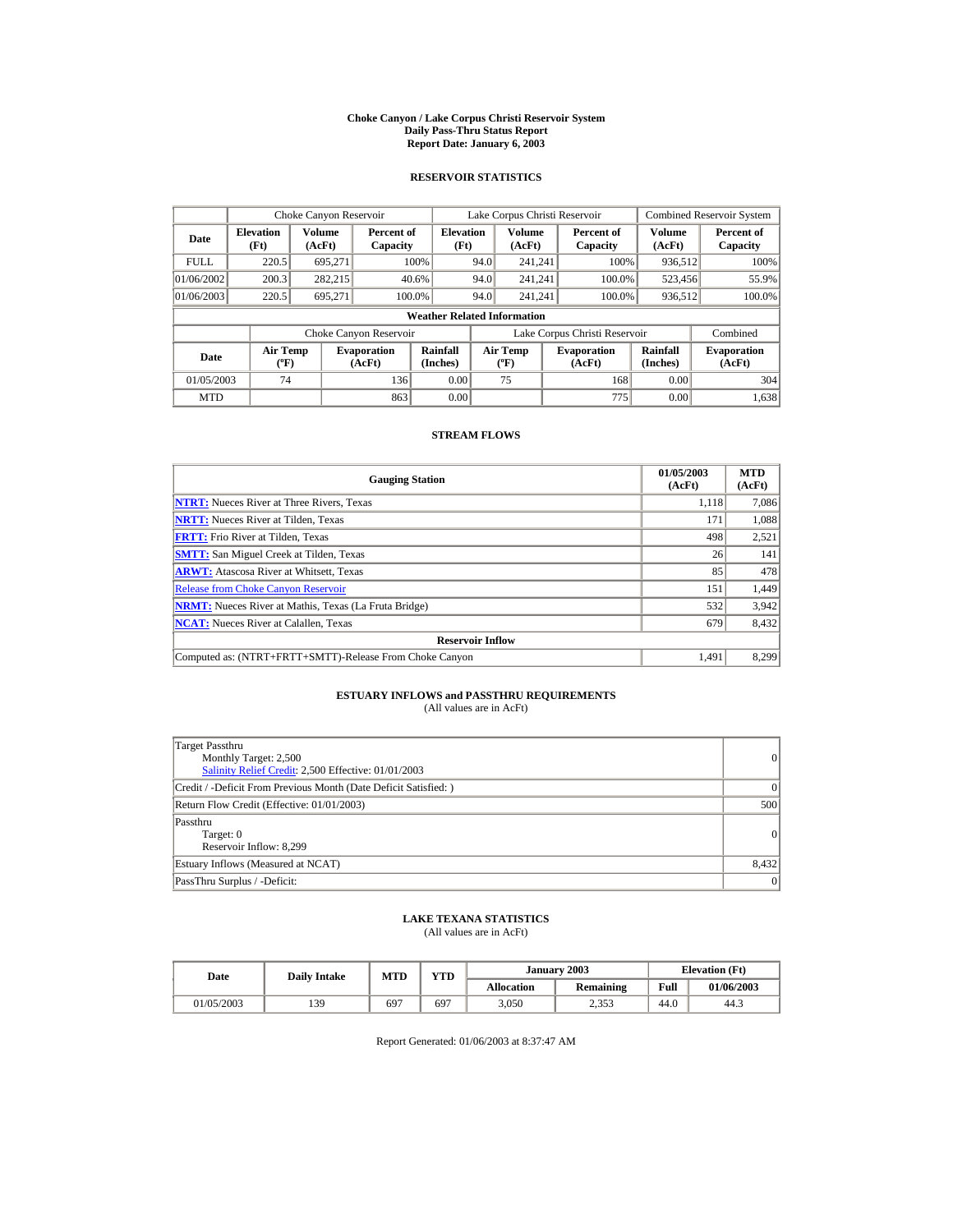# Choke Canyon / Lake Corpus Christi Reservoir System
## Daily Pass-Thru Status Report
### Report Date: January 6, 2003

## RESERVOIR STATISTICS

| Date | Choke Canyon Reservoir | | | Lake Corpus Christi Reservoir | | | Combined Reservoir System | |
|---|---|---|---|---|---|---|---|---|
| | Elevation (Ft) | Volume (AcFt) | Percent of Capacity | Elevation (Ft) | Volume (AcFt) | Percent of Capacity | Volume (AcFt) | Percent of Capacity |
| FULL | 220.5 | 695,271 | 100% | 94.0 | 241,241 | 100% | 936,512 | 100% |
| 01/06/2002 | 200.3 | 282,215 | 40.6% | 94.0 | 241,241 | 100.0% | 523,456 | 55.9% |
| 01/06/2003 | 220.5 | 695,271 | 100.0% | 94.0 | 241,241 | 100.0% | 936,512 | 100.0% |

**Weather Related Information**

| Date | Choke Canyon Reservoir | | | Lake Corpus Christi Reservoir | | | Combined |
|---|---|---|---|---|---|---|---|
| | Air Temp (ºF) | Evaporation (AcFt) | Rainfall (Inches) | Air Temp (ºF) | Evaporation (AcFt) | Rainfall (Inches) | Evaporation (AcFt) |
| 01/05/2003 | 74 | 136 | 0.00 | 75 | 168 | 0.00 | 304 |
| MTD | | 863 | 0.00 | | 775 | 0.00 | 1,638 |

## STREAM FLOWS

| Gauging Station | 01/05/2003 (AcFt) | MTD (AcFt) |
|---|---|---|
| NTRT: Nueces River at Three Rivers, Texas | 1,118 | 7,086 |
| NRTT: Nueces River at Tilden, Texas | 171 | 1,088 |
| FRTT: Frio River at Tilden, Texas | 498 | 2,521 |
| SMTT: San Miguel Creek at Tilden, Texas | 26 | 141 |
| ARWT: Atascosa River at Whitsett, Texas | 85 | 478 |
| Release from Choke Canyon Reservoir | 151 | 1,449 |
| NRMT: Nueces River at Mathis, Texas (La Fruta Bridge) | 532 | 3,942 |
| NCAT: Nueces River at Calallen, Texas | 679 | 8,432 |
| **Reservoir Inflow** | | |
| Computed as: (NTRT+FRTT+SMTT)-Release From Choke Canyon | 1,491 | 8,299 |

## ESTUARY INFLOWS and PASSTHRU REQUIREMENTS
(All values are in AcFt)

| | |
|---|---|
| Target Passthru<br>Monthly Target: 2,500<br>Salinity Relief Credit: 2,500 Effective: 01/01/2003 | 0 |
| Credit / -Deficit From Previous Month (Date Deficit Satisfied: ) | 0 |
| Return Flow Credit (Effective: 01/01/2003) | 500 |
| Passthru<br>Target: 0<br>Reservoir Inflow: 8,299 | 0 |
| Estuary Inflows (Measured at NCAT) | 8,432 |
| PassThru Surplus / -Deficit: | 0 |

## LAKE TEXANA STATISTICS
(All values are in AcFt)

| Date | Daily Intake | MTD | YTD | January 2003 | | Elevation (Ft) | |
|---|---|---|---|---|---|---|---|
| | | | | Allocation | Remaining | Full | 01/06/2003 |
| 01/05/2003 | 139 | 697 | 697 | 3,050 | 2,353 | 44.0 | 44.3 |

Report Generated: 01/06/2003 at 8:37:47 AM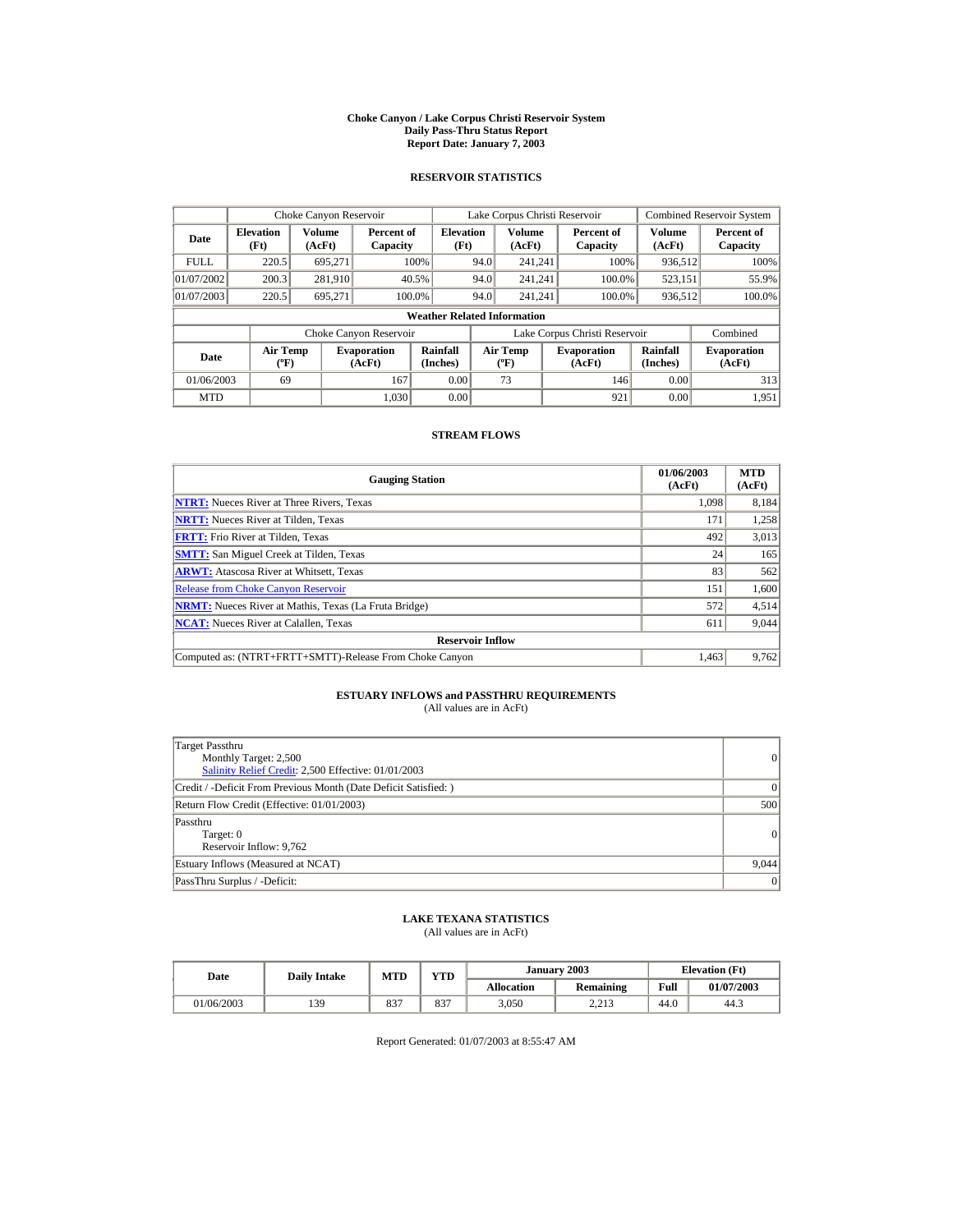# Choke Canyon / Lake Corpus Christi Reservoir System
## Daily Pass-Thru Status Report
### Report Date: January 7, 2003

## RESERVOIR STATISTICS

| Date | Choke Canyon Reservoir | | | Lake Corpus Christi Reservoir | | | Combined Reservoir System | |
|---|---|---|---|---|---|---|---|---|
| | Elevation (Ft) | Volume (AcFt) | Percent of Capacity | Elevation (Ft) | Volume (AcFt) | Percent of Capacity | Volume (AcFt) | Percent of Capacity |
| FULL | 220.5 | 695,271 | 100% | 94.0 | 241,241 | 100% | 936,512 | 100% |
| 01/07/2002 | 200.3 | 281,910 | 40.5% | 94.0 | 241,241 | 100.0% | 523,151 | 55.9% |
| 01/07/2003 | 220.5 | 695,271 | 100.0% | 94.0 | 241,241 | 100.0% | 936,512 | 100.0% |

**Weather Related Information**

| Date | Choke Canyon Reservoir | | | Lake Corpus Christi Reservoir | | | Combined |
|---|---|---|---|---|---|---|---|
| | Air Temp (ºF) | Evaporation (AcFt) | Rainfall (Inches) | Air Temp (ºF) | Evaporation (AcFt) | Rainfall (Inches) | Evaporation (AcFt) |
| 01/06/2003 | 69 | 167 | 0.00 | 73 | 146 | 0.00 | 313 |
| MTD | | 1,030 | 0.00 | | 921 | 0.00 | 1,951 |

## STREAM FLOWS

| Gauging Station | 01/06/2003 (AcFt) | MTD (AcFt) |
|---|---|---|
| NTRT: Nueces River at Three Rivers, Texas | 1,098 | 8,184 |
| NRTT: Nueces River at Tilden, Texas | 171 | 1,258 |
| FRTT: Frio River at Tilden, Texas | 492 | 3,013 |
| SMTT: San Miguel Creek at Tilden, Texas | 24 | 165 |
| ARWT: Atascosa River at Whitsett, Texas | 83 | 562 |
| Release from Choke Canyon Reservoir | 151 | 1,600 |
| NRMT: Nueces River at Mathis, Texas (La Fruta Bridge) | 572 | 4,514 |
| NCAT: Nueces River at Calallen, Texas | 611 | 9,044 |
| **Reservoir Inflow** | | |
| Computed as: (NTRT+FRTT+SMTT)-Release From Choke Canyon | 1,463 | 9,762 |

## ESTUARY INFLOWS and PASSTHRU REQUIREMENTS
(All values are in AcFt)

| | |
|---|---|
| Target Passthru<br>Monthly Target: 2,500<br>Salinity Relief Credit: 2,500 Effective: 01/01/2003 | 0 |
| Credit / -Deficit From Previous Month (Date Deficit Satisfied: ) | 0 |
| Return Flow Credit (Effective: 01/01/2003) | 500 |
| Passthru<br>Target: 0<br>Reservoir Inflow: 9,762 | 0 |
| Estuary Inflows (Measured at NCAT) | 9,044 |
| PassThru Surplus / -Deficit: | 0 |

## LAKE TEXANA STATISTICS
(All values are in AcFt)

| Date | Daily Intake | MTD | YTD | January 2003 | | Elevation (Ft) | |
|---|---|---|---|---|---|---|---|
| | | | | Allocation | Remaining | Full | 01/07/2003 |
| 01/06/2003 | 139 | 837 | 837 | 3,050 | 2,213 | 44.0 | 44.3 |

Report Generated: 01/07/2003 at 8:55:47 AM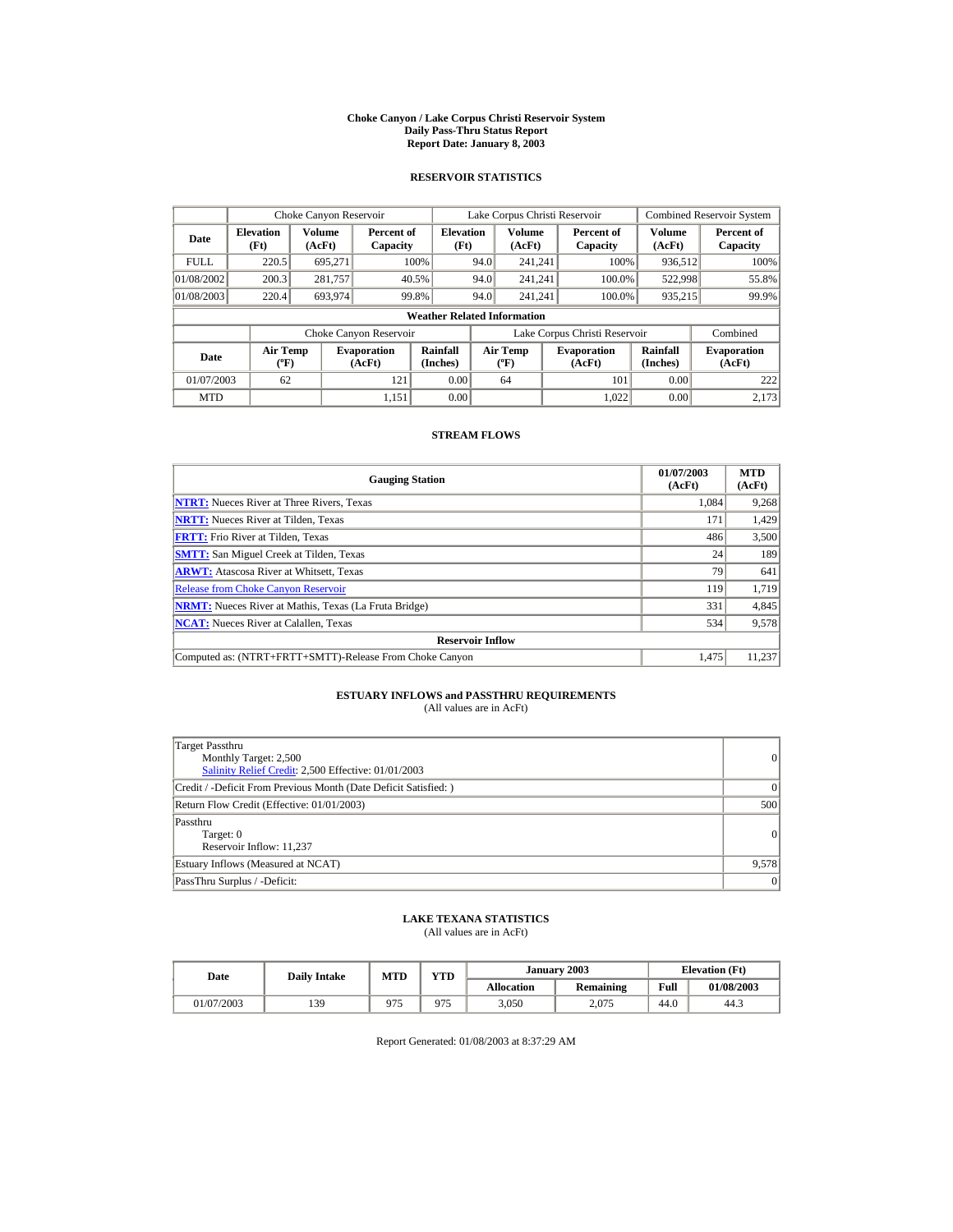# Choke Canyon / Lake Corpus Christi Reservoir System
## Daily Pass-Thru Status Report
## Report Date: January 8, 2003

### RESERVOIR STATISTICS

| Date | Choke Canyon Reservoir | | | Lake Corpus Christi Reservoir | | | Combined Reservoir System | |
|---|---|---|---|---|---|---|---|---|
| | Elevation (Ft) | Volume (AcFt) | Percent of Capacity | Elevation (Ft) | Volume (AcFt) | Percent of Capacity | Volume (AcFt) | Percent of Capacity |
| FULL | 220.5 | 695,271 | 100% | 94.0 | 241,241 | 100% | 936,512 | 100% |
| 01/08/2002 | 200.3 | 281,757 | 40.5% | 94.0 | 241,241 | 100.0% | 522,998 | 55.8% |
| 01/08/2003 | 220.4 | 693,974 | 99.8% | 94.0 | 241,241 | 100.0% | 935,215 | 99.9% |

**Weather Related Information**

| Date | Choke Canyon Reservoir | | | Lake Corpus Christi Reservoir | | | Combined |
|---|---|---|---|---|---|---|---|
| | Air Temp (ºF) | Evaporation (AcFt) | Rainfall (Inches) | Air Temp (ºF) | Evaporation (AcFt) | Rainfall (Inches) | Evaporation (AcFt) |
| 01/07/2003 | 62 | 121 | 0.00 | 64 | 101 | 0.00 | 222 |
| MTD | | 1,151 | 0.00 | | 1,022 | 0.00 | 2,173 |

### STREAM FLOWS

| Gauging Station | 01/07/2003 (AcFt) | MTD (AcFt) |
|---|---|---|
| NTRT: Nueces River at Three Rivers, Texas | 1,084 | 9,268 |
| NRTT: Nueces River at Tilden, Texas | 171 | 1,429 |
| FRTT: Frio River at Tilden, Texas | 486 | 3,500 |
| SMTT: San Miguel Creek at Tilden, Texas | 24 | 189 |
| ARWT: Atascosa River at Whitsett, Texas | 79 | 641 |
| Release from Choke Canyon Reservoir | 119 | 1,719 |
| NRMT: Nueces River at Mathis, Texas (La Fruta Bridge) | 331 | 4,845 |
| NCAT: Nueces River at Calallen, Texas | 534 | 9,578 |
| **Reservoir Inflow** | | |
| Computed as: (NTRT+FRTT+SMTT)-Release From Choke Canyon | 1,475 | 11,237 |

### ESTUARY INFLOWS and PASSTHRU REQUIREMENTS
(All values are in AcFt)

| | |
|---|---|
| Target Passthru<br>Monthly Target: 2,500<br>Salinity Relief Credit: 2,500 Effective: 01/01/2003 | 0 |
| Credit / -Deficit From Previous Month (Date Deficit Satisfied: ) | 0 |
| Return Flow Credit (Effective: 01/01/2003) | 500 |
| Passthru<br>Target: 0<br>Reservoir Inflow: 11,237 | 0 |
| Estuary Inflows (Measured at NCAT) | 9,578 |
| PassThru Surplus / -Deficit: | 0 |

### LAKE TEXANA STATISTICS
(All values are in AcFt)

| Date | Daily Intake | MTD | YTD | January 2003 | | Elevation (Ft) | |
|---|---|---|---|---|---|---|---|
| | | | | Allocation | Remaining | Full | 01/08/2003 |
| 01/07/2003 | 139 | 975 | 975 | 3,050 | 2,075 | 44.0 | 44.3 |

Report Generated: 01/08/2003 at 8:37:29 AM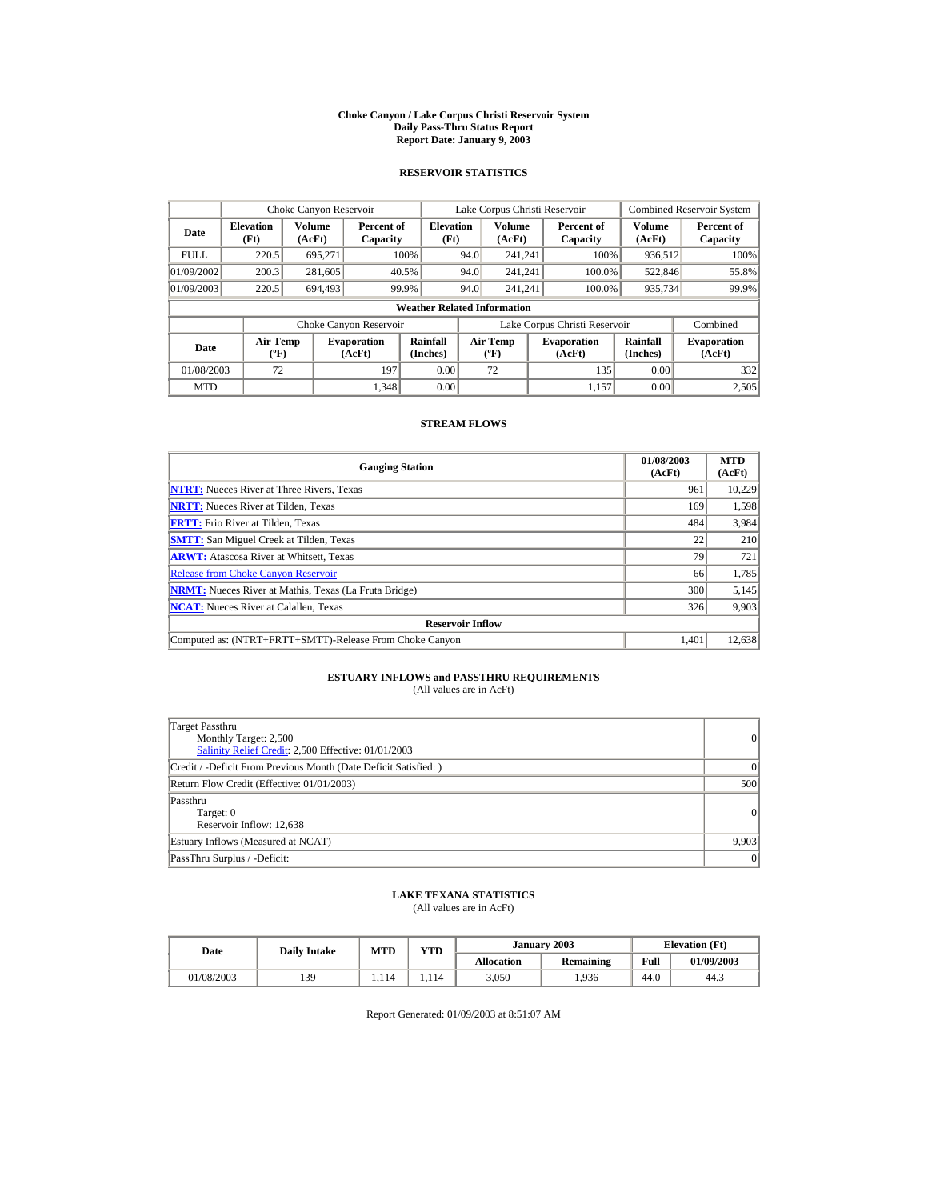**Choke Canyon / Lake Corpus Christi Reservoir System**
**Daily Pass-Thru Status Report**
**Report Date: January 9, 2003**

## RESERVOIR STATISTICS

| | Choke Canyon Reservoir | | | Lake Corpus Christi Reservoir | | | Combined Reservoir System | |
|---|---|---|---|---|---|---|---|---|
| **Date** | **Elevation (Ft)** | **Volume (AcFt)** | **Percent of Capacity** | **Elevation (Ft)** | **Volume (AcFt)** | **Percent of Capacity** | **Volume (AcFt)** | **Percent of Capacity** |
| FULL | 220.5 | 695,271 | 100% | 94.0 | 241,241 | 100% | 936,512 | 100% |
| 01/09/2002 | 200.3 | 281,605 | 40.5% | 94.0 | 241,241 | 100.0% | 522,846 | 55.8% |
| 01/09/2003 | 220.5 | 694,493 | 99.9% | 94.0 | 241,241 | 100.0% | 935,734 | 99.9% |

**Weather Related Information**

| | Choke Canyon Reservoir | | | Lake Corpus Christi Reservoir | | | Combined |
|---|---|---|---|---|---|---|---|
| **Date** | **Air Temp (ºF)** | **Evaporation (AcFt)** | **Rainfall (Inches)** | **Air Temp (ºF)** | **Evaporation (AcFt)** | **Rainfall (Inches)** | **Evaporation (AcFt)** |
| 01/08/2003 | 72 | 197 | 0.00 | 72 | 135 | 0.00 | 332 |
| MTD | | 1,348 | 0.00 | | 1,157 | 0.00 | 2,505 |

## STREAM FLOWS

| Gauging Station | 01/08/2003 (AcFt) | MTD (AcFt) |
|---|---|---|
| **NTRT:** Nueces River at Three Rivers, Texas | 961 | 10,229 |
| **NRTT:** Nueces River at Tilden, Texas | 169 | 1,598 |
| **FRTT:** Frio River at Tilden, Texas | 484 | 3,984 |
| **SMTT:** San Miguel Creek at Tilden, Texas | 22 | 210 |
| **ARWT:** Atascosa River at Whitsett, Texas | 79 | 721 |
| Release from Choke Canyon Reservoir | 66 | 1,785 |
| **NRMT:** Nueces River at Mathis, Texas (La Fruta Bridge) | 300 | 5,145 |
| **NCAT:** Nueces River at Calallen, Texas | 326 | 9,903 |
| **Reservoir Inflow** | | |
| Computed as: (NTRT+FRTT+SMTT)-Release From Choke Canyon | 1,401 | 12,638 |

## ESTUARY INFLOWS and PASSTHRU REQUIREMENTS

(All values are in AcFt)

| | |
|---|---|
| Target Passthru<br>Monthly Target: 2,500<br>Salinity Relief Credit: 2,500 Effective: 01/01/2003 | 0 |
| Credit / -Deficit From Previous Month (Date Deficit Satisfied: ) | 0 |
| Return Flow Credit (Effective: 01/01/2003) | 500 |
| Passthru<br>Target: 0<br>Reservoir Inflow: 12,638 | 0 |
| Estuary Inflows (Measured at NCAT) | 9,903 |
| PassThru Surplus / -Deficit: | 0 |

## LAKE TEXANA STATISTICS

(All values are in AcFt)

| Date | Daily Intake | MTD | YTD | January 2003 | | Elevation (Ft) | |
|---|---|---|---|---|---|---|---|
| | | | | **Allocation** | **Remaining** | **Full** | **01/09/2003** |
| 01/08/2003 | 139 | 1,114 | 1,114 | 3,050 | 1,936 | 44.0 | 44.3 |

Report Generated: 01/09/2003 at 8:51:07 AM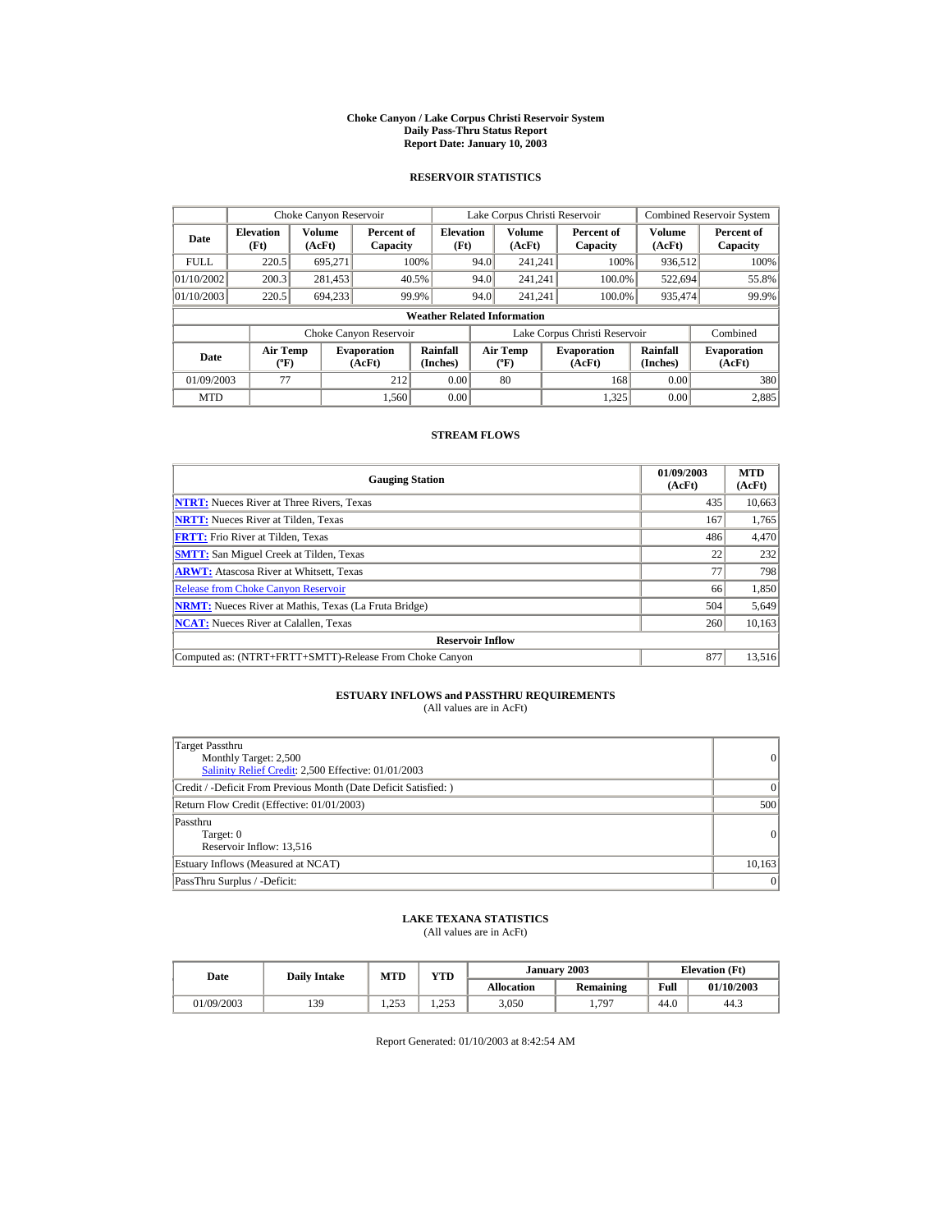# Choke Canyon / Lake Corpus Christi Reservoir System
## Daily Pass-Thru Status Report
## Report Date: January 10, 2003

### RESERVOIR STATISTICS

| Date | Choke Canyon Reservoir | | | Lake Corpus Christi Reservoir | | | Combined Reservoir System | |
|---|---|---|---|---|---|---|---|---|
| | Elevation (Ft) | Volume (AcFt) | Percent of Capacity | Elevation (Ft) | Volume (AcFt) | Percent of Capacity | Volume (AcFt) | Percent of Capacity |
| FULL | 220.5 | 695,271 | 100% | 94.0 | 241,241 | 100% | 936,512 | 100% |
| 01/10/2002 | 200.3 | 281,453 | 40.5% | 94.0 | 241,241 | 100.0% | 522,694 | 55.8% |
| 01/10/2003 | 220.5 | 694,233 | 99.9% | 94.0 | 241,241 | 100.0% | 935,474 | 99.9% |

**Weather Related Information**

| Date | Choke Canyon Reservoir | | | Lake Corpus Christi Reservoir | | | Combined |
|---|---|---|---|---|---|---|---|
| | Air Temp (ºF) | Evaporation (AcFt) | Rainfall (Inches) | Air Temp (ºF) | Evaporation (AcFt) | Rainfall (Inches) | Evaporation (AcFt) |
| 01/09/2003 | 77 | 212 | 0.00 | 80 | 168 | 0.00 | 380 |
| MTD | | 1,560 | 0.00 | | 1,325 | 0.00 | 2,885 |

### STREAM FLOWS

| Gauging Station | 01/09/2003 (AcFt) | MTD (AcFt) |
|---|---|---|
| NTRT: Nueces River at Three Rivers, Texas | 435 | 10,663 |
| NRTT: Nueces River at Tilden, Texas | 167 | 1,765 |
| FRTT: Frio River at Tilden, Texas | 486 | 4,470 |
| SMTT: San Miguel Creek at Tilden, Texas | 22 | 232 |
| ARWT: Atascosa River at Whitsett, Texas | 77 | 798 |
| Release from Choke Canyon Reservoir | 66 | 1,850 |
| NRMT: Nueces River at Mathis, Texas (La Fruta Bridge) | 504 | 5,649 |
| NCAT: Nueces River at Calallen, Texas | 260 | 10,163 |
| **Reservoir Inflow** | | |
| Computed as: (NTRT+FRTT+SMTT)-Release From Choke Canyon | 877 | 13,516 |

### ESTUARY INFLOWS and PASSTHRU REQUIREMENTS
(All values are in AcFt)

| | |
|---|---|
| Target Passthru<br>Monthly Target: 2,500<br>Salinity Relief Credit: 2,500 Effective: 01/01/2003 | 0 |
| Credit / -Deficit From Previous Month (Date Deficit Satisfied: ) | 0 |
| Return Flow Credit (Effective: 01/01/2003) | 500 |
| Passthru<br>Target: 0<br>Reservoir Inflow: 13,516 | 0 |
| Estuary Inflows (Measured at NCAT) | 10,163 |
| PassThru Surplus / -Deficit: | 0 |

### LAKE TEXANA STATISTICS
(All values are in AcFt)

| Date | Daily Intake | MTD | YTD | January 2003 | | Elevation (Ft) | |
|---|---|---|---|---|---|---|---|
| | | | | Allocation | Remaining | Full | 01/10/2003 |
| 01/09/2003 | 139 | 1,253 | 1,253 | 3,050 | 1,797 | 44.0 | 44.3 |

Report Generated: 01/10/2003 at 8:42:54 AM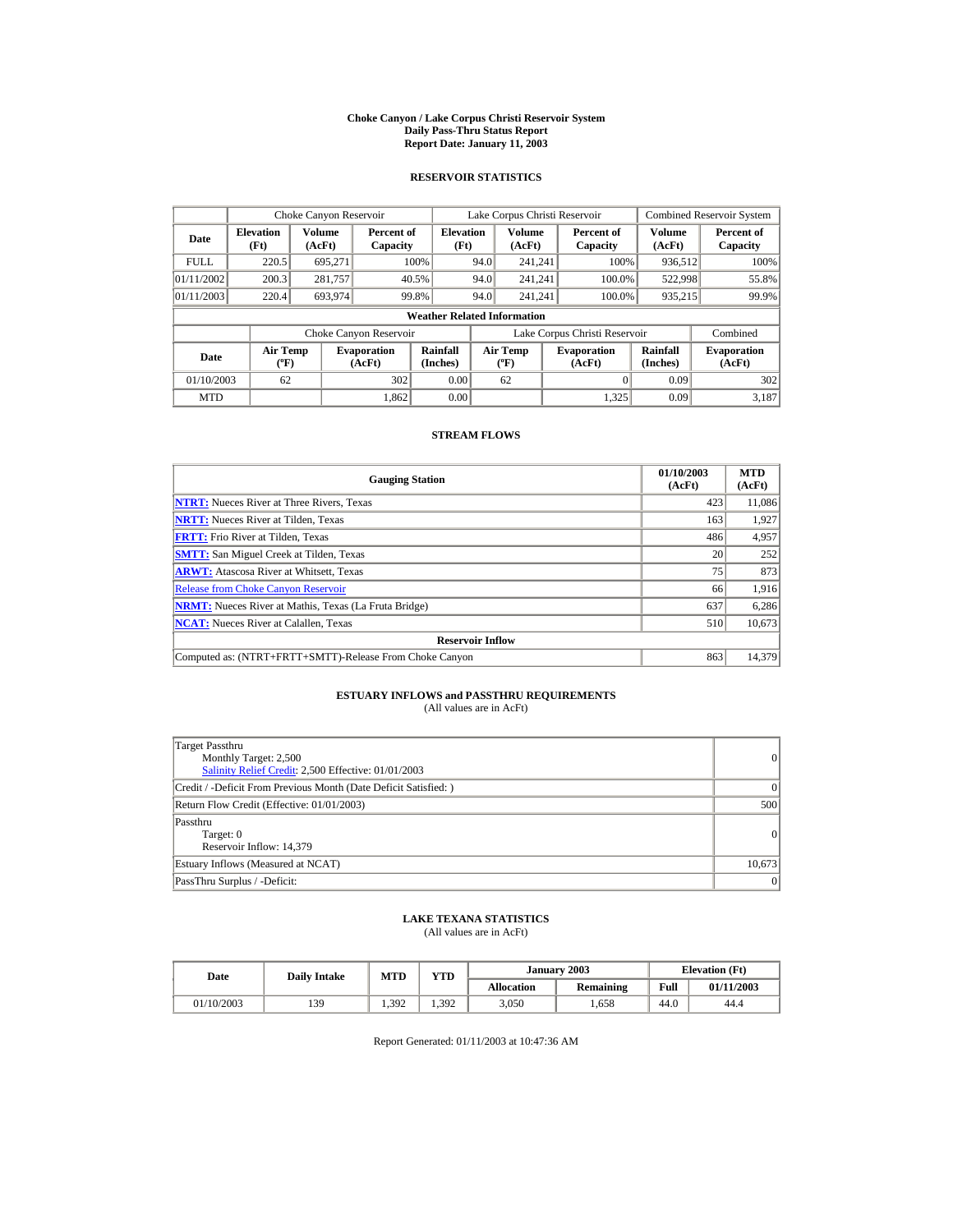# Choke Canyon / Lake Corpus Christi Reservoir System
## Daily Pass-Thru Status Report
## Report Date: January 11, 2003

### RESERVOIR STATISTICS

| | Choke Canyon Reservoir | | | Lake Corpus Christi Reservoir | | | Combined Reservoir System | |
|---|---|---|---|---|---|---|---|---|
| Date | Elevation (Ft) | Volume (AcFt) | Percent of Capacity | Elevation (Ft) | Volume (AcFt) | Percent of Capacity | Volume (AcFt) | Percent of Capacity |
| FULL | 220.5 | 695,271 | 100% | 94.0 | 241,241 | 100% | 936,512 | 100% |
| 01/11/2002 | 200.3 | 281,757 | 40.5% | 94.0 | 241,241 | 100.0% | 522,998 | 55.8% |
| 01/11/2003 | 220.4 | 693,974 | 99.8% | 94.0 | 241,241 | 100.0% | 935,215 | 99.9% |

**Weather Related Information**

| | Choke Canyon Reservoir | | | Lake Corpus Christi Reservoir | | | Combined |
|---|---|---|---|---|---|---|---|
| Date | Air Temp (ºF) | Evaporation (AcFt) | Rainfall (Inches) | Air Temp (ºF) | Evaporation (AcFt) | Rainfall (Inches) | Evaporation (AcFt) |
| 01/10/2003 | 62 | 302 | 0.00 | 62 | 0 | 0.09 | 302 |
| MTD | | 1,862 | 0.00 | | 1,325 | 0.09 | 3,187 |

### STREAM FLOWS

| Gauging Station | 01/10/2003 (AcFt) | MTD (AcFt) |
|---|---|---|
| **NTRT:** Nueces River at Three Rivers, Texas | 423 | 11,086 |
| **NRTT:** Nueces River at Tilden, Texas | 163 | 1,927 |
| **FRTT:** Frio River at Tilden, Texas | 486 | 4,957 |
| **SMTT:** San Miguel Creek at Tilden, Texas | 20 | 252 |
| **ARWT:** Atascosa River at Whitsett, Texas | 75 | 873 |
| Release from Choke Canyon Reservoir | 66 | 1,916 |
| **NRMT:** Nueces River at Mathis, Texas (La Fruta Bridge) | 637 | 6,286 |
| **NCAT:** Nueces River at Calallen, Texas | 510 | 10,673 |
| **Reservoir Inflow** | | |
| Computed as: (NTRT+FRTT+SMTT)-Release From Choke Canyon | 863 | 14,379 |

### ESTUARY INFLOWS and PASSTHRU REQUIREMENTS
(All values are in AcFt)

| | |
|---|---|
| Target Passthru<br>Monthly Target: 2,500<br>Salinity Relief Credit: 2,500 Effective: 01/01/2003 | 0 |
| Credit / -Deficit From Previous Month (Date Deficit Satisfied: ) | 0 |
| Return Flow Credit (Effective: 01/01/2003) | 500 |
| Passthru<br>Target: 0<br>Reservoir Inflow: 14,379 | 0 |
| Estuary Inflows (Measured at NCAT) | 10,673 |
| PassThru Surplus / -Deficit: | 0 |

### LAKE TEXANA STATISTICS
(All values are in AcFt)

| Date | Daily Intake | MTD | YTD | January 2003 | | Elevation (Ft) | |
|---|---|---|---|---|---|---|---|
| | | | | Allocation | Remaining | Full | 01/11/2003 |
| 01/10/2003 | 139 | 1,392 | 1,392 | 3,050 | 1,658 | 44.0 | 44.4 |

Report Generated: 01/11/2003 at 10:47:36 AM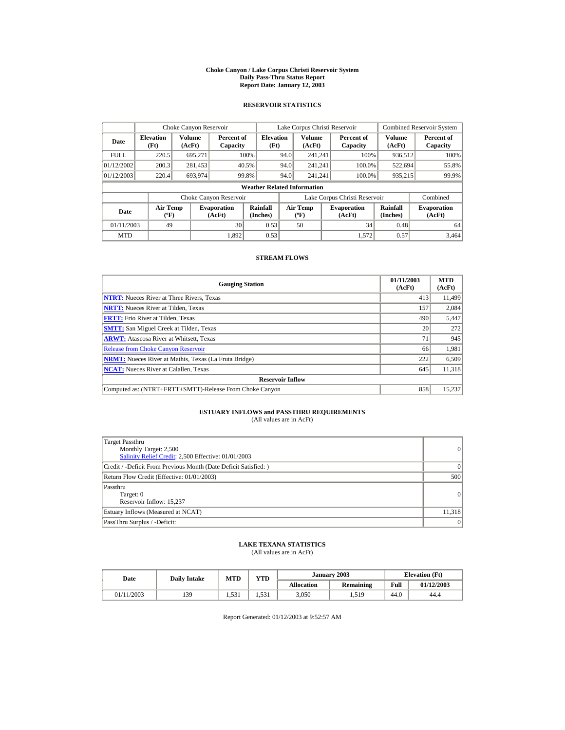# Choke Canyon / Lake Corpus Christi Reservoir System
## Daily Pass-Thru Status Report
## Report Date: January 12, 2003

### RESERVOIR STATISTICS

| Date | Choke Canyon Reservoir | | | Lake Corpus Christi Reservoir | | | Combined Reservoir System | |
|---|---|---|---|---|---|---|---|---|
| | Elevation (Ft) | Volume (AcFt) | Percent of Capacity | Elevation (Ft) | Volume (AcFt) | Percent of Capacity | Volume (AcFt) | Percent of Capacity |
| FULL | 220.5 | 695,271 | 100% | 94.0 | 241,241 | 100% | 936,512 | 100% |
| 01/12/2002 | 200.3 | 281,453 | 40.5% | 94.0 | 241,241 | 100.0% | 522,694 | 55.8% |
| 01/12/2003 | 220.4 | 693,974 | 99.8% | 94.0 | 241,241 | 100.0% | 935,215 | 99.9% |

**Weather Related Information**

| Date | Choke Canyon Reservoir | | | Lake Corpus Christi Reservoir | | | Combined |
|---|---|---|---|---|---|---|---|
| | Air Temp (ºF) | Evaporation (AcFt) | Rainfall (Inches) | Air Temp (ºF) | Evaporation (AcFt) | Rainfall (Inches) | Evaporation (AcFt) |
| 01/11/2003 | 49 | 30 | 0.53 | 50 | 34 | 0.48 | 64 |
| MTD | | 1,892 | 0.53 | | 1,572 | 0.57 | 3,464 |

### STREAM FLOWS

| Gauging Station | 01/11/2003 (AcFt) | MTD (AcFt) |
|---|---|---|
| **NTRT:** Nueces River at Three Rivers, Texas | 413 | 11,499 |
| **NRTT:** Nueces River at Tilden, Texas | 157 | 2,084 |
| **FRTT:** Frio River at Tilden, Texas | 490 | 5,447 |
| **SMTT:** San Miguel Creek at Tilden, Texas | 20 | 272 |
| **ARWT:** Atascosa River at Whitsett, Texas | 71 | 945 |
| Release from Choke Canyon Reservoir | 66 | 1,981 |
| **NRMT:** Nueces River at Mathis, Texas (La Fruta Bridge) | 222 | 6,509 |
| **NCAT:** Nueces River at Calallen, Texas | 645 | 11,318 |
| **Reservoir Inflow** | | |
| Computed as: (NTRT+FRTT+SMTT)-Release From Choke Canyon | 858 | 15,237 |

### ESTUARY INFLOWS and PASSTHRU REQUIREMENTS
(All values are in AcFt)

| | |
|---|---|
| Target Passthru<br>Monthly Target: 2,500<br>Salinity Relief Credit: 2,500 Effective: 01/01/2003 | 0 |
| Credit / -Deficit From Previous Month (Date Deficit Satisfied: ) | 0 |
| Return Flow Credit (Effective: 01/01/2003) | 500 |
| Passthru<br>Target: 0<br>Reservoir Inflow: 15,237 | 0 |
| Estuary Inflows (Measured at NCAT) | 11,318 |
| PassThru Surplus / -Deficit: | 0 |

### LAKE TEXANA STATISTICS
(All values are in AcFt)

| Date | Daily Intake | MTD | YTD | January 2003 | | Elevation (Ft) | |
|---|---|---|---|---|---|---|---|
| | | | | Allocation | Remaining | Full | 01/12/2003 |
| 01/11/2003 | 139 | 1,531 | 1,531 | 3,050 | 1,519 | 44.0 | 44.4 |

Report Generated: 01/12/2003 at 9:52:57 AM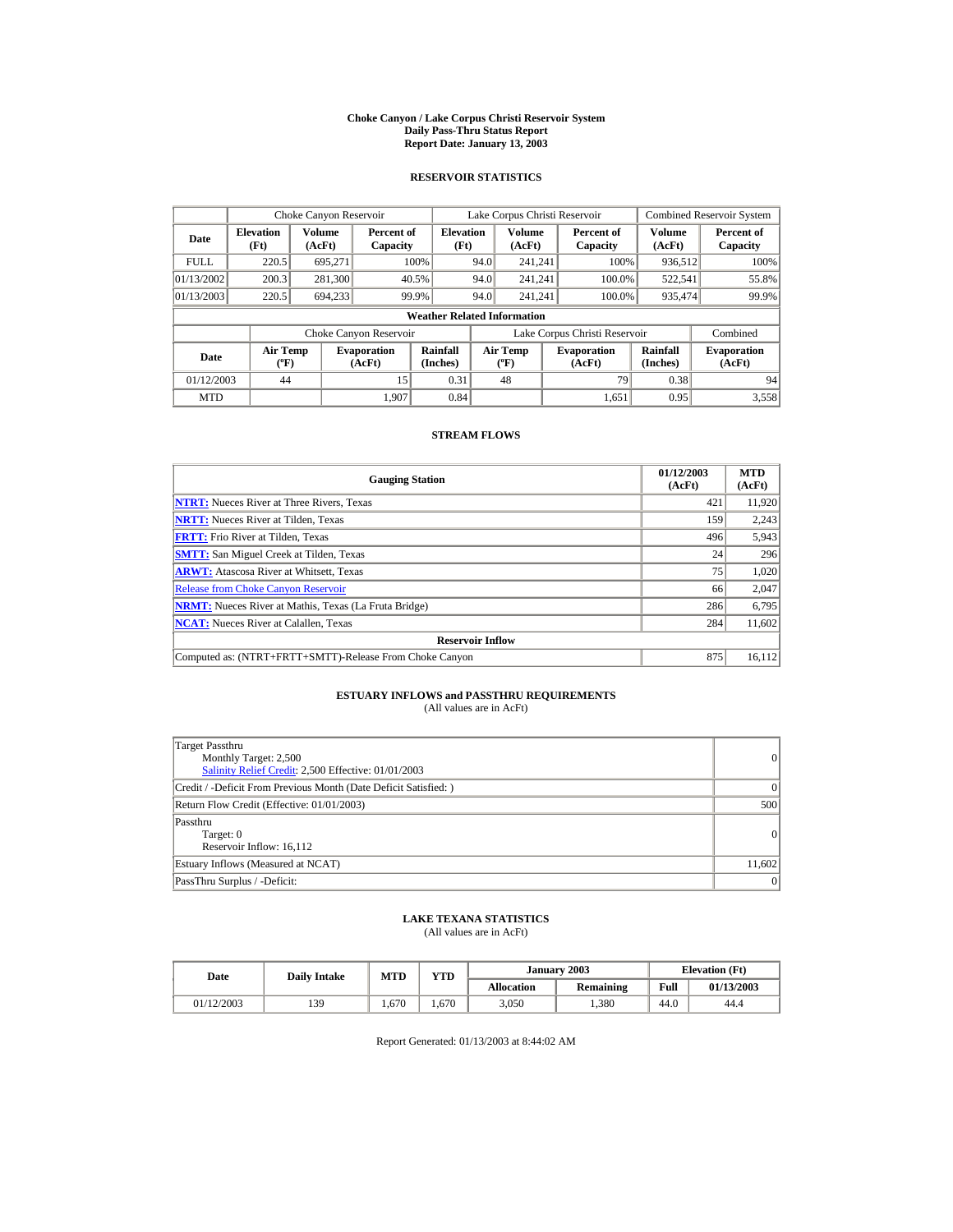# Choke Canyon / Lake Corpus Christi Reservoir System
## Daily Pass-Thru Status Report
## Report Date: January 13, 2003

### RESERVOIR STATISTICS

| | Choke Canyon Reservoir | | | Lake Corpus Christi Reservoir | | | Combined Reservoir System | |
|---|---|---|---|---|---|---|---|---|
| Date | Elevation (Ft) | Volume (AcFt) | Percent of Capacity | Elevation (Ft) | Volume (AcFt) | Percent of Capacity | Volume (AcFt) | Percent of Capacity |
| FULL | 220.5 | 695,271 | 100% | 94.0 | 241,241 | 100% | 936,512 | 100% |
| 01/13/2002 | 200.3 | 281,300 | 40.5% | 94.0 | 241,241 | 100.0% | 522,541 | 55.8% |
| 01/13/2003 | 220.5 | 694,233 | 99.9% | 94.0 | 241,241 | 100.0% | 935,474 | 99.9% |

**Weather Related Information**

| | Choke Canyon Reservoir | | | Lake Corpus Christi Reservoir | | | Combined |
|---|---|---|---|---|---|---|---|
| Date | Air Temp (ºF) | Evaporation (AcFt) | Rainfall (Inches) | Air Temp (ºF) | Evaporation (AcFt) | Rainfall (Inches) | Evaporation (AcFt) |
| 01/12/2003 | 44 | 15 | 0.31 | 48 | 79 | 0.38 | 94 |
| MTD | | 1,907 | 0.84 | | 1,651 | 0.95 | 3,558 |

### STREAM FLOWS

| Gauging Station | 01/12/2003 (AcFt) | MTD (AcFt) |
|---|---|---|
| **NTRT:** Nueces River at Three Rivers, Texas | 421 | 11,920 |
| **NRTT:** Nueces River at Tilden, Texas | 159 | 2,243 |
| **FRTT:** Frio River at Tilden, Texas | 496 | 5,943 |
| **SMTT:** San Miguel Creek at Tilden, Texas | 24 | 296 |
| **ARWT:** Atascosa River at Whitsett, Texas | 75 | 1,020 |
| Release from Choke Canyon Reservoir | 66 | 2,047 |
| **NRMT:** Nueces River at Mathis, Texas (La Fruta Bridge) | 286 | 6,795 |
| **NCAT:** Nueces River at Calallen, Texas | 284 | 11,602 |
| **Reservoir Inflow** | | |
| Computed as: (NTRT+FRTT+SMTT)-Release From Choke Canyon | 875 | 16,112 |

### ESTUARY INFLOWS and PASSTHRU REQUIREMENTS
(All values are in AcFt)

| | |
|---|---|
| Target Passthru<br>Monthly Target: 2,500<br>Salinity Relief Credit: 2,500 Effective: 01/01/2003 | 0 |
| Credit / -Deficit From Previous Month (Date Deficit Satisfied: ) | 0 |
| Return Flow Credit (Effective: 01/01/2003) | 500 |
| Passthru<br>Target: 0<br>Reservoir Inflow: 16,112 | 0 |
| Estuary Inflows (Measured at NCAT) | 11,602 |
| PassThru Surplus / -Deficit: | 0 |

### LAKE TEXANA STATISTICS
(All values are in AcFt)

| Date | Daily Intake | MTD | YTD | January 2003 | | Elevation (Ft) | |
|---|---|---|---|---|---|---|---|
| | | | | Allocation | Remaining | Full | 01/13/2003 |
| 01/12/2003 | 139 | 1,670 | 1,670 | 3,050 | 1,380 | 44.0 | 44.4 |

Report Generated: 01/13/2003 at 8:44:02 AM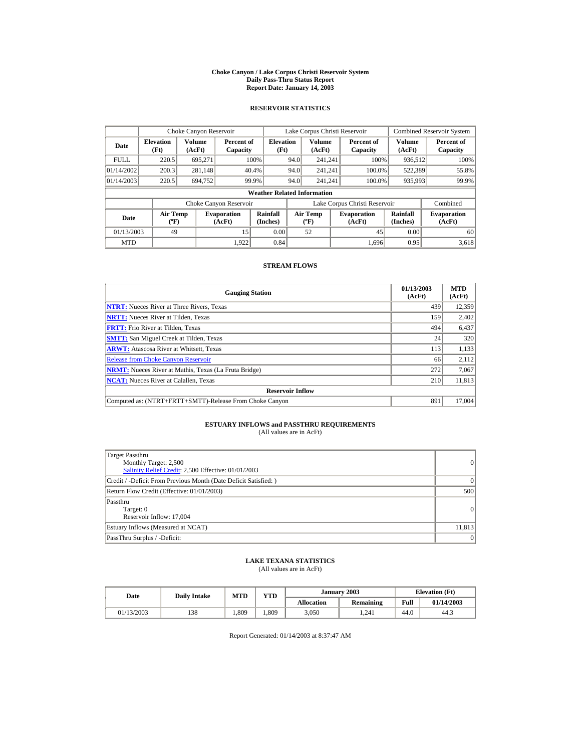# Choke Canyon / Lake Corpus Christi Reservoir System
## Daily Pass-Thru Status Report
### Report Date: January 14, 2003

## RESERVOIR STATISTICS

| Date | Choke Canyon Reservoir | | | Lake Corpus Christi Reservoir | | | Combined Reservoir System | |
|---|---|---|---|---|---|---|---|---|
| | Elevation (Ft) | Volume (AcFt) | Percent of Capacity | Elevation (Ft) | Volume (AcFt) | Percent of Capacity | Volume (AcFt) | Percent of Capacity |
| FULL | 220.5 | 695,271 | 100% | 94.0 | 241,241 | 100% | 936,512 | 100% |
| 01/14/2002 | 200.3 | 281,148 | 40.4% | 94.0 | 241,241 | 100.0% | 522,389 | 55.8% |
| 01/14/2003 | 220.5 | 694,752 | 99.9% | 94.0 | 241,241 | 100.0% | 935,993 | 99.9% |

### Weather Related Information

| Date | Choke Canyon Reservoir | | | Lake Corpus Christi Reservoir | | | Combined |
|---|---|---|---|---|---|---|---|
| | Air Temp (ºF) | Evaporation (AcFt) | Rainfall (Inches) | Air Temp (ºF) | Evaporation (AcFt) | Rainfall (Inches) | Evaporation (AcFt) |
| 01/13/2003 | 49 | 15 | 0.00 | 52 | 45 | 0.00 | 60 |
| MTD | | 1,922 | 0.84 | | 1,696 | 0.95 | 3,618 |

## STREAM FLOWS

| Gauging Station | 01/13/2003 (AcFt) | MTD (AcFt) |
|---|---|---|
| NTRT: Nueces River at Three Rivers, Texas | 439 | 12,359 |
| NRTT: Nueces River at Tilden, Texas | 159 | 2,402 |
| FRTT: Frio River at Tilden, Texas | 494 | 6,437 |
| SMTT: San Miguel Creek at Tilden, Texas | 24 | 320 |
| ARWT: Atascosa River at Whitsett, Texas | 113 | 1,133 |
| Release from Choke Canyon Reservoir | 66 | 2,112 |
| NRMT: Nueces River at Mathis, Texas (La Fruta Bridge) | 272 | 7,067 |
| NCAT: Nueces River at Calallen, Texas | 210 | 11,813 |
| **Reservoir Inflow** | | |
| Computed as: (NTRT+FRTT+SMTT)-Release From Choke Canyon | 891 | 17,004 |

## ESTUARY INFLOWS and PASSTHRU REQUIREMENTS
(All values are in AcFt)

| | |
|---|---|
| Target Passthru<br>Monthly Target: 2,500<br>Salinity Relief Credit: 2,500 Effective: 01/01/2003 | 0 |
| Credit / -Deficit From Previous Month (Date Deficit Satisfied: ) | 0 |
| Return Flow Credit (Effective: 01/01/2003) | 500 |
| Passthru<br>Target: 0<br>Reservoir Inflow: 17,004 | 0 |
| Estuary Inflows (Measured at NCAT) | 11,813 |
| PassThru Surplus / -Deficit: | 0 |

## LAKE TEXANA STATISTICS
(All values are in AcFt)

| Date | Daily Intake | MTD | YTD | January 2003 | | Elevation (Ft) | |
|---|---|---|---|---|---|---|---|
| | | | | Allocation | Remaining | Full | 01/14/2003 |
| 01/13/2003 | 138 | 1,809 | 1,809 | 3,050 | 1,241 | 44.0 | 44.3 |

Report Generated: 01/14/2003 at 8:37:47 AM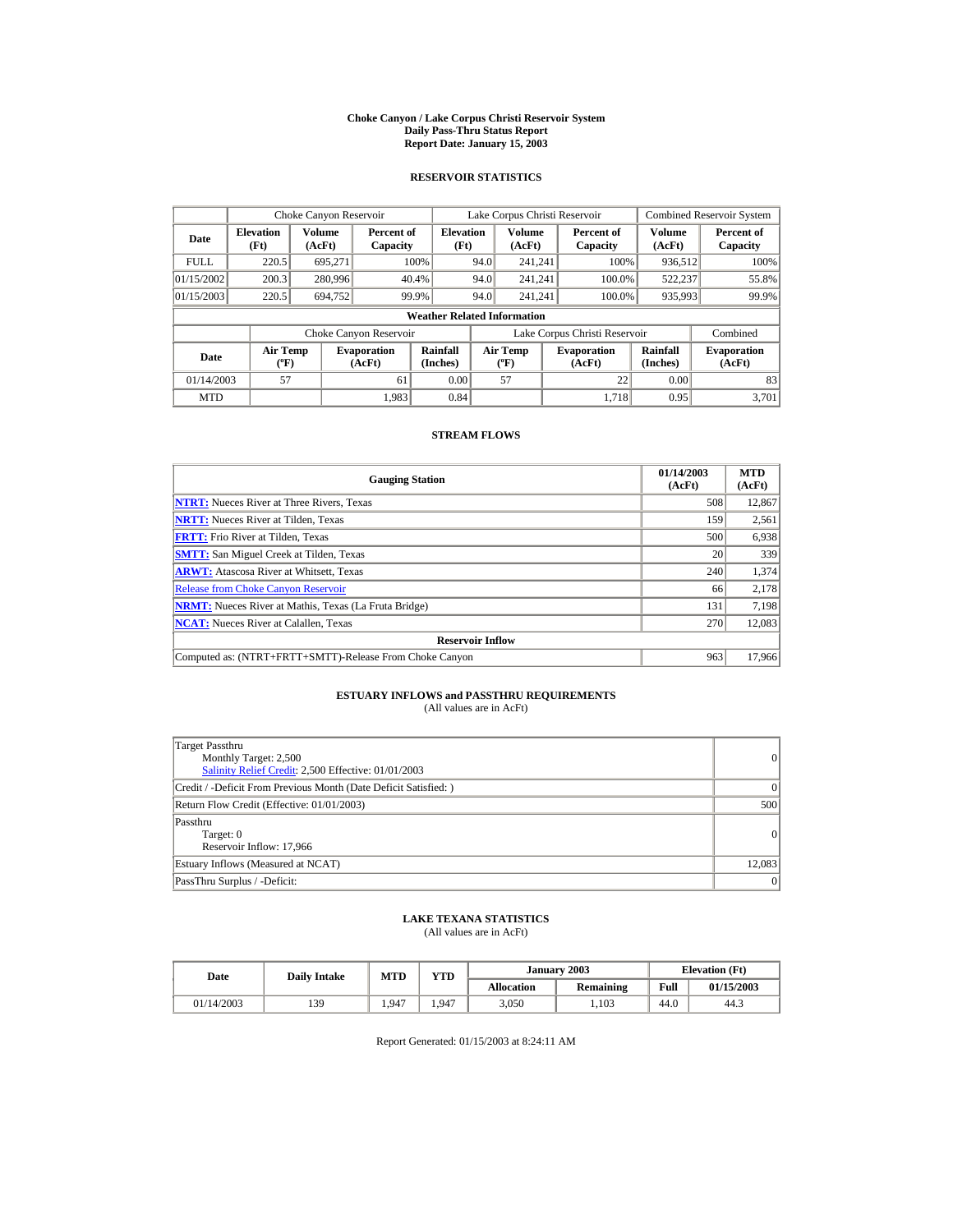# Choke Canyon / Lake Corpus Christi Reservoir System
## Daily Pass-Thru Status Report
### Report Date: January 15, 2003

## RESERVOIR STATISTICS

| Date | Choke Canyon Reservoir | | | Lake Corpus Christi Reservoir | | | Combined Reservoir System | |
|---|---|---|---|---|---|---|---|---|
| | Elevation (Ft) | Volume (AcFt) | Percent of Capacity | Elevation (Ft) | Volume (AcFt) | Percent of Capacity | Volume (AcFt) | Percent of Capacity |
| FULL | 220.5 | 695,271 | 100% | 94.0 | 241,241 | 100% | 936,512 | 100% |
| 01/15/2002 | 200.3 | 280,996 | 40.4% | 94.0 | 241,241 | 100.0% | 522,237 | 55.8% |
| 01/15/2003 | 220.5 | 694,752 | 99.9% | 94.0 | 241,241 | 100.0% | 935,993 | 99.9% |

**Weather Related Information**

| Date | Choke Canyon Reservoir | | | Lake Corpus Christi Reservoir | | | Combined |
|---|---|---|---|---|---|---|---|
| | Air Temp (ºF) | Evaporation (AcFt) | Rainfall (Inches) | Air Temp (ºF) | Evaporation (AcFt) | Rainfall (Inches) | Evaporation (AcFt) |
| 01/14/2003 | 57 | 61 | 0.00 | 57 | 22 | 0.00 | 83 |
| MTD | | 1,983 | 0.84 | | 1,718 | 0.95 | 3,701 |

## STREAM FLOWS

| Gauging Station | 01/14/2003 (AcFt) | MTD (AcFt) |
|---|---|---|
| NTRT: Nueces River at Three Rivers, Texas | 508 | 12,867 |
| NRTT: Nueces River at Tilden, Texas | 159 | 2,561 |
| FRTT: Frio River at Tilden, Texas | 500 | 6,938 |
| SMTT: San Miguel Creek at Tilden, Texas | 20 | 339 |
| ARWT: Atascosa River at Whitsett, Texas | 240 | 1,374 |
| Release from Choke Canyon Reservoir | 66 | 2,178 |
| NRMT: Nueces River at Mathis, Texas (La Fruta Bridge) | 131 | 7,198 |
| NCAT: Nueces River at Calallen, Texas | 270 | 12,083 |
| **Reservoir Inflow** | | |
| Computed as: (NTRT+FRTT+SMTT)-Release From Choke Canyon | 963 | 17,966 |

## ESTUARY INFLOWS and PASSTHRU REQUIREMENTS
(All values are in AcFt)

| | |
|---|---|
| Target Passthru<br>Monthly Target: 2,500<br>Salinity Relief Credit: 2,500 Effective: 01/01/2003 | 0 |
| Credit / -Deficit From Previous Month (Date Deficit Satisfied: ) | 0 |
| Return Flow Credit (Effective: 01/01/2003) | 500 |
| Passthru<br>Target: 0<br>Reservoir Inflow: 17,966 | 0 |
| Estuary Inflows (Measured at NCAT) | 12,083 |
| PassThru Surplus / -Deficit: | 0 |

## LAKE TEXANA STATISTICS
(All values are in AcFt)

| Date | Daily Intake | MTD | YTD | January 2003 | | Elevation (Ft) | |
|---|---|---|---|---|---|---|---|
| | | | | Allocation | Remaining | Full | 01/15/2003 |
| 01/14/2003 | 139 | 1,947 | 1,947 | 3,050 | 1,103 | 44.0 | 44.3 |

Report Generated: 01/15/2003 at 8:24:11 AM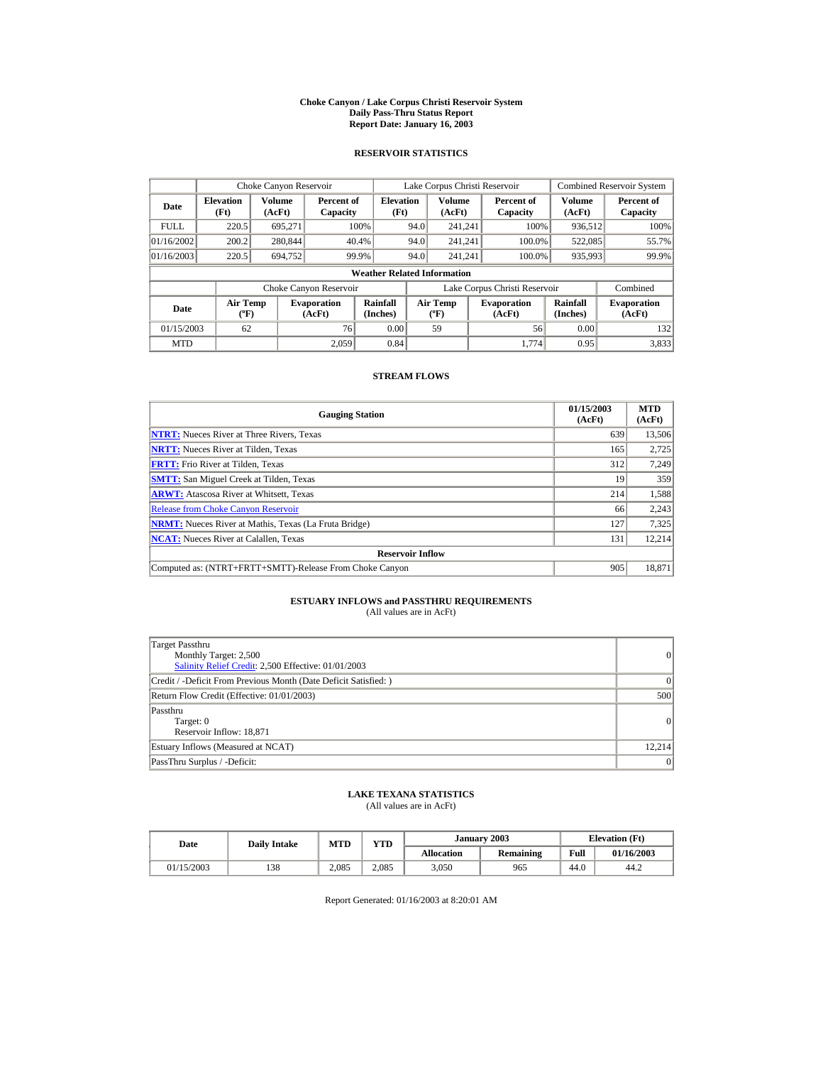# Choke Canyon / Lake Corpus Christi Reservoir System
## Daily Pass-Thru Status Report
### Report Date: January 16, 2003

## RESERVOIR STATISTICS

| | Choke Canyon Reservoir | | | Lake Corpus Christi Reservoir | | | Combined Reservoir System | |
|---|---|---|---|---|---|---|---|---|
| Date | Elevation (Ft) | Volume (AcFt) | Percent of Capacity | Elevation (Ft) | Volume (AcFt) | Percent of Capacity | Volume (AcFt) | Percent of Capacity |
| FULL | 220.5 | 695,271 | 100% | 94.0 | 241,241 | 100% | 936,512 | 100% |
| 01/16/2002 | 200.2 | 280,844 | 40.4% | 94.0 | 241,241 | 100.0% | 522,085 | 55.7% |
| 01/16/2003 | 220.5 | 694,752 | 99.9% | 94.0 | 241,241 | 100.0% | 935,993 | 99.9% |

**Weather Related Information**

| | Choke Canyon Reservoir | | | Lake Corpus Christi Reservoir | | | Combined |
|---|---|---|---|---|---|---|---|
| Date | Air Temp (ºF) | Evaporation (AcFt) | Rainfall (Inches) | Air Temp (ºF) | Evaporation (AcFt) | Rainfall (Inches) | Evaporation (AcFt) |
| 01/15/2003 | 62 | 76 | 0.00 | 59 | 56 | 0.00 | 132 |
| MTD | | 2,059 | 0.84 | | 1,774 | 0.95 | 3,833 |

## STREAM FLOWS

| Gauging Station | 01/15/2003 (AcFt) | MTD (AcFt) |
|---|---|---|
| NTRT: Nueces River at Three Rivers, Texas | 639 | 13,506 |
| NRTT: Nueces River at Tilden, Texas | 165 | 2,725 |
| FRTT: Frio River at Tilden, Texas | 312 | 7,249 |
| SMTT: San Miguel Creek at Tilden, Texas | 19 | 359 |
| ARWT: Atascosa River at Whitsett, Texas | 214 | 1,588 |
| Release from Choke Canyon Reservoir | 66 | 2,243 |
| NRMT: Nueces River at Mathis, Texas (La Fruta Bridge) | 127 | 7,325 |
| NCAT: Nueces River at Calallen, Texas | 131 | 12,214 |
| **Reservoir Inflow** | | |
| Computed as: (NTRT+FRTT+SMTT)-Release From Choke Canyon | 905 | 18,871 |

## ESTUARY INFLOWS and PASSTHRU REQUIREMENTS
(All values are in AcFt)

| | |
|---|---|
| Target Passthru<br>Monthly Target: 2,500<br>Salinity Relief Credit: 2,500 Effective: 01/01/2003 | 0 |
| Credit / -Deficit From Previous Month (Date Deficit Satisfied: ) | 0 |
| Return Flow Credit (Effective: 01/01/2003) | 500 |
| Passthru<br>Target: 0<br>Reservoir Inflow: 18,871 | 0 |
| Estuary Inflows (Measured at NCAT) | 12,214 |
| PassThru Surplus / -Deficit: | 0 |

## LAKE TEXANA STATISTICS
(All values are in AcFt)

| Date | Daily Intake | MTD | YTD | January 2003 | | Elevation (Ft) | |
|---|---|---|---|---|---|---|---|
| | | | | Allocation | Remaining | Full | 01/16/2003 |
| 01/15/2003 | 138 | 2,085 | 2,085 | 3,050 | 965 | 44.0 | 44.2 |

Report Generated: 01/16/2003 at 8:20:01 AM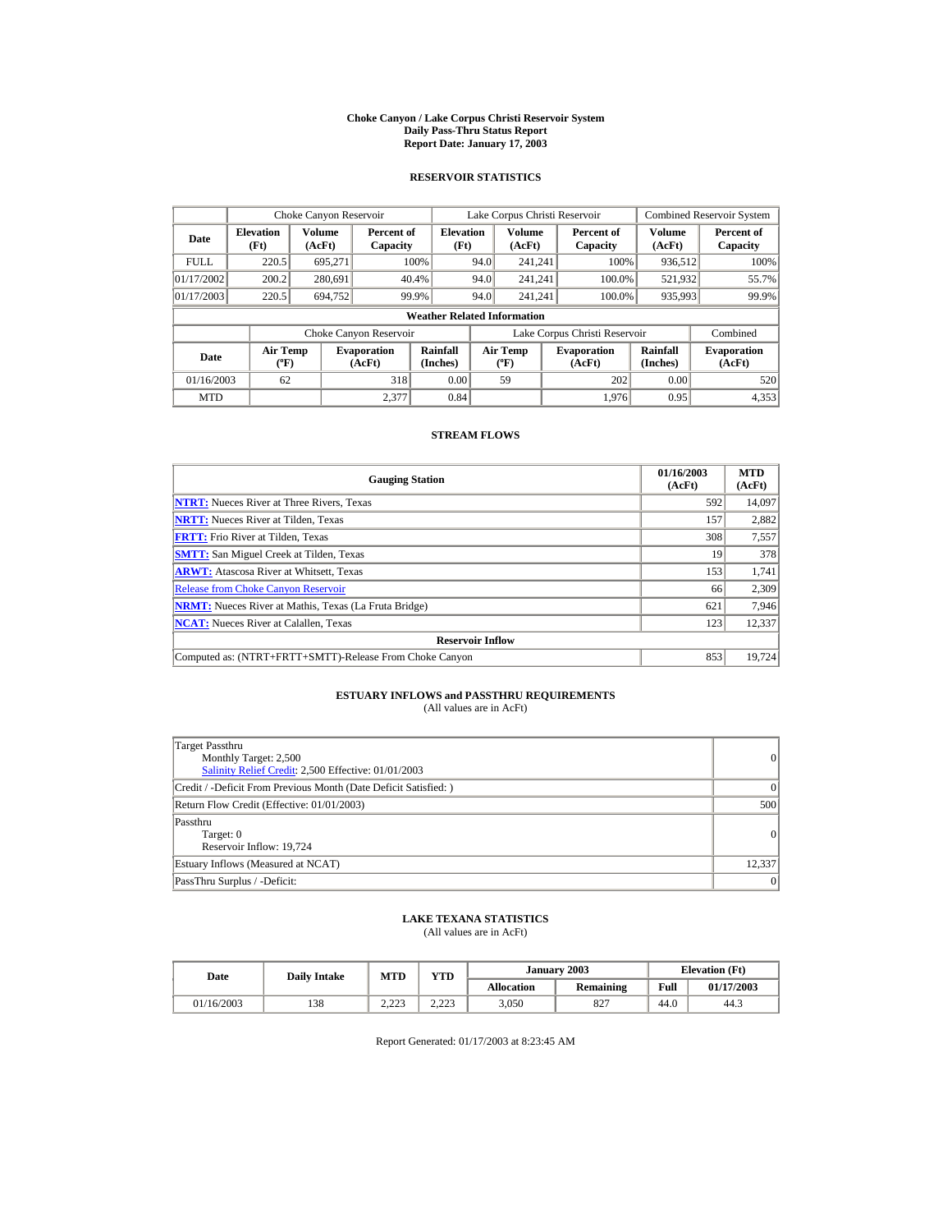# Choke Canyon / Lake Corpus Christi Reservoir System
## Daily Pass-Thru Status Report
## Report Date: January 17, 2003

### RESERVOIR STATISTICS

| Date | Choke Canyon Reservoir | | | Lake Corpus Christi Reservoir | | | Combined Reservoir System | |
|---|---|---|---|---|---|---|---|---|
| | Elevation (Ft) | Volume (AcFt) | Percent of Capacity | Elevation (Ft) | Volume (AcFt) | Percent of Capacity | Volume (AcFt) | Percent of Capacity |
| FULL | 220.5 | 695,271 | 100% | 94.0 | 241,241 | 100% | 936,512 | 100% |
| 01/17/2002 | 200.2 | 280,691 | 40.4% | 94.0 | 241,241 | 100.0% | 521,932 | 55.7% |
| 01/17/2003 | 220.5 | 694,752 | 99.9% | 94.0 | 241,241 | 100.0% | 935,993 | 99.9% |

**Weather Related Information**

| Date | Choke Canyon Reservoir | | | Lake Corpus Christi Reservoir | | | Combined |
|---|---|---|---|---|---|---|---|
| | Air Temp (ºF) | Evaporation (AcFt) | Rainfall (Inches) | Air Temp (ºF) | Evaporation (AcFt) | Rainfall (Inches) | Evaporation (AcFt) |
| 01/16/2003 | 62 | 318 | 0.00 | 59 | 202 | 0.00 | 520 |
| MTD | | 2,377 | 0.84 | | 1,976 | 0.95 | 4,353 |

### STREAM FLOWS

| Gauging Station | 01/16/2003 (AcFt) | MTD (AcFt) |
|---|---|---|
| NTRT: Nueces River at Three Rivers, Texas | 592 | 14,097 |
| NRTT: Nueces River at Tilden, Texas | 157 | 2,882 |
| FRTT: Frio River at Tilden, Texas | 308 | 7,557 |
| SMTT: San Miguel Creek at Tilden, Texas | 19 | 378 |
| ARWT: Atascosa River at Whitsett, Texas | 153 | 1,741 |
| Release from Choke Canyon Reservoir | 66 | 2,309 |
| NRMT: Nueces River at Mathis, Texas (La Fruta Bridge) | 621 | 7,946 |
| NCAT: Nueces River at Calallen, Texas | 123 | 12,337 |
| **Reservoir Inflow** | | |
| Computed as: (NTRT+FRTT+SMTT)-Release From Choke Canyon | 853 | 19,724 |

### ESTUARY INFLOWS and PASSTHRU REQUIREMENTS
(All values are in AcFt)

| | |
|---|---|
| Target Passthru<br>Monthly Target: 2,500<br>Salinity Relief Credit: 2,500 Effective: 01/01/2003 | 0 |
| Credit / -Deficit From Previous Month (Date Deficit Satisfied: ) | 0 |
| Return Flow Credit (Effective: 01/01/2003) | 500 |
| Passthru<br>Target: 0<br>Reservoir Inflow: 19,724 | 0 |
| Estuary Inflows (Measured at NCAT) | 12,337 |
| PassThru Surplus / -Deficit: | 0 |

### LAKE TEXANA STATISTICS
(All values are in AcFt)

| Date | Daily Intake | MTD | YTD | January 2003 | | Elevation (Ft) | |
|---|---|---|---|---|---|---|---|
| | | | | Allocation | Remaining | Full | 01/17/2003 |
| 01/16/2003 | 138 | 2,223 | 2,223 | 3,050 | 827 | 44.0 | 44.3 |

Report Generated: 01/17/2003 at 8:23:45 AM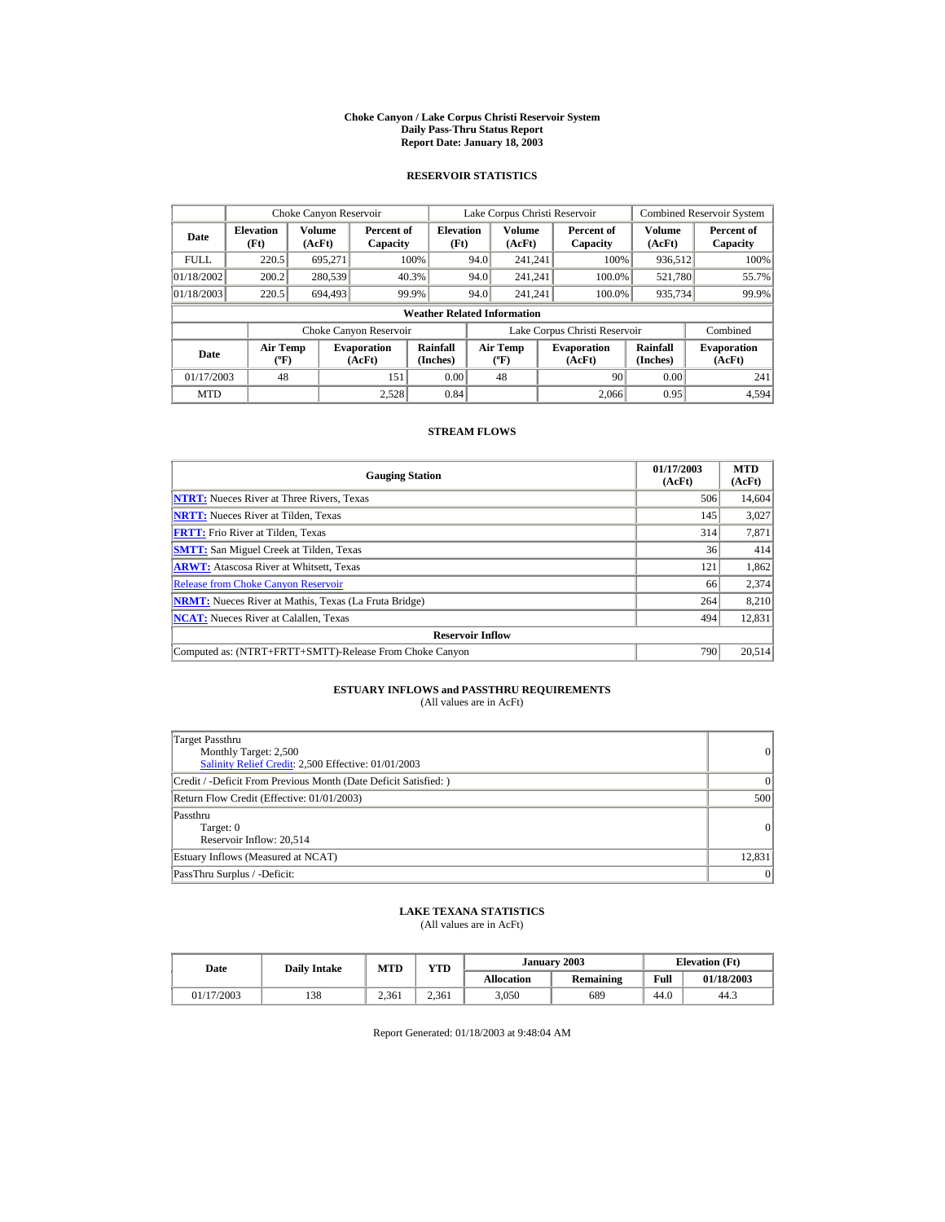# Choke Canyon / Lake Corpus Christi Reservoir System
## Daily Pass-Thru Status Report
## Report Date: January 18, 2003

### RESERVOIR STATISTICS

| Date | Choke Canyon Reservoir | | | Lake Corpus Christi Reservoir | | | Combined Reservoir System | |
|---|---|---|---|---|---|---|---|---|
| | Elevation (Ft) | Volume (AcFt) | Percent of Capacity | Elevation (Ft) | Volume (AcFt) | Percent of Capacity | Volume (AcFt) | Percent of Capacity |
| FULL | 220.5 | 695,271 | 100% | 94.0 | 241,241 | 100% | 936,512 | 100% |
| 01/18/2002 | 200.2 | 280,539 | 40.3% | 94.0 | 241,241 | 100.0% | 521,780 | 55.7% |
| 01/18/2003 | 220.5 | 694,493 | 99.9% | 94.0 | 241,241 | 100.0% | 935,734 | 99.9% |

**Weather Related Information**

| Date | Choke Canyon Reservoir | | | Lake Corpus Christi Reservoir | | | Combined |
|---|---|---|---|---|---|---|---|
| | Air Temp (ºF) | Evaporation (AcFt) | Rainfall (Inches) | Air Temp (ºF) | Evaporation (AcFt) | Rainfall (Inches) | Evaporation (AcFt) |
| 01/17/2003 | 48 | 151 | 0.00 | 48 | 90 | 0.00 | 241 |
| MTD | | 2,528 | 0.84 | | 2,066 | 0.95 | 4,594 |

### STREAM FLOWS

| Gauging Station | 01/17/2003 (AcFt) | MTD (AcFt) |
|---|---|---|
| NTRT: Nueces River at Three Rivers, Texas | 506 | 14,604 |
| NRTT: Nueces River at Tilden, Texas | 145 | 3,027 |
| FRTT: Frio River at Tilden, Texas | 314 | 7,871 |
| SMTT: San Miguel Creek at Tilden, Texas | 36 | 414 |
| ARWT: Atascosa River at Whitsett, Texas | 121 | 1,862 |
| Release from Choke Canyon Reservoir | 66 | 2,374 |
| NRMT: Nueces River at Mathis, Texas (La Fruta Bridge) | 264 | 8,210 |
| NCAT: Nueces River at Calallen, Texas | 494 | 12,831 |
| **Reservoir Inflow** | | |
| Computed as: (NTRT+FRTT+SMTT)-Release From Choke Canyon | 790 | 20,514 |

### ESTUARY INFLOWS and PASSTHRU REQUIREMENTS
(All values are in AcFt)

| | |
|---|---|
| Target Passthru<br>Monthly Target: 2,500<br>Salinity Relief Credit: 2,500 Effective: 01/01/2003 | 0 |
| Credit / -Deficit From Previous Month (Date Deficit Satisfied: ) | 0 |
| Return Flow Credit (Effective: 01/01/2003) | 500 |
| Passthru<br>Target: 0<br>Reservoir Inflow: 20,514 | 0 |
| Estuary Inflows (Measured at NCAT) | 12,831 |
| PassThru Surplus / -Deficit: | 0 |

### LAKE TEXANA STATISTICS
(All values are in AcFt)

| Date | Daily Intake | MTD | YTD | January 2003 | | Elevation (Ft) | |
|---|---|---|---|---|---|---|---|
| | | | | Allocation | Remaining | Full | 01/18/2003 |
| 01/17/2003 | 138 | 2,361 | 2,361 | 3,050 | 689 | 44.0 | 44.3 |

Report Generated: 01/18/2003 at 9:48:04 AM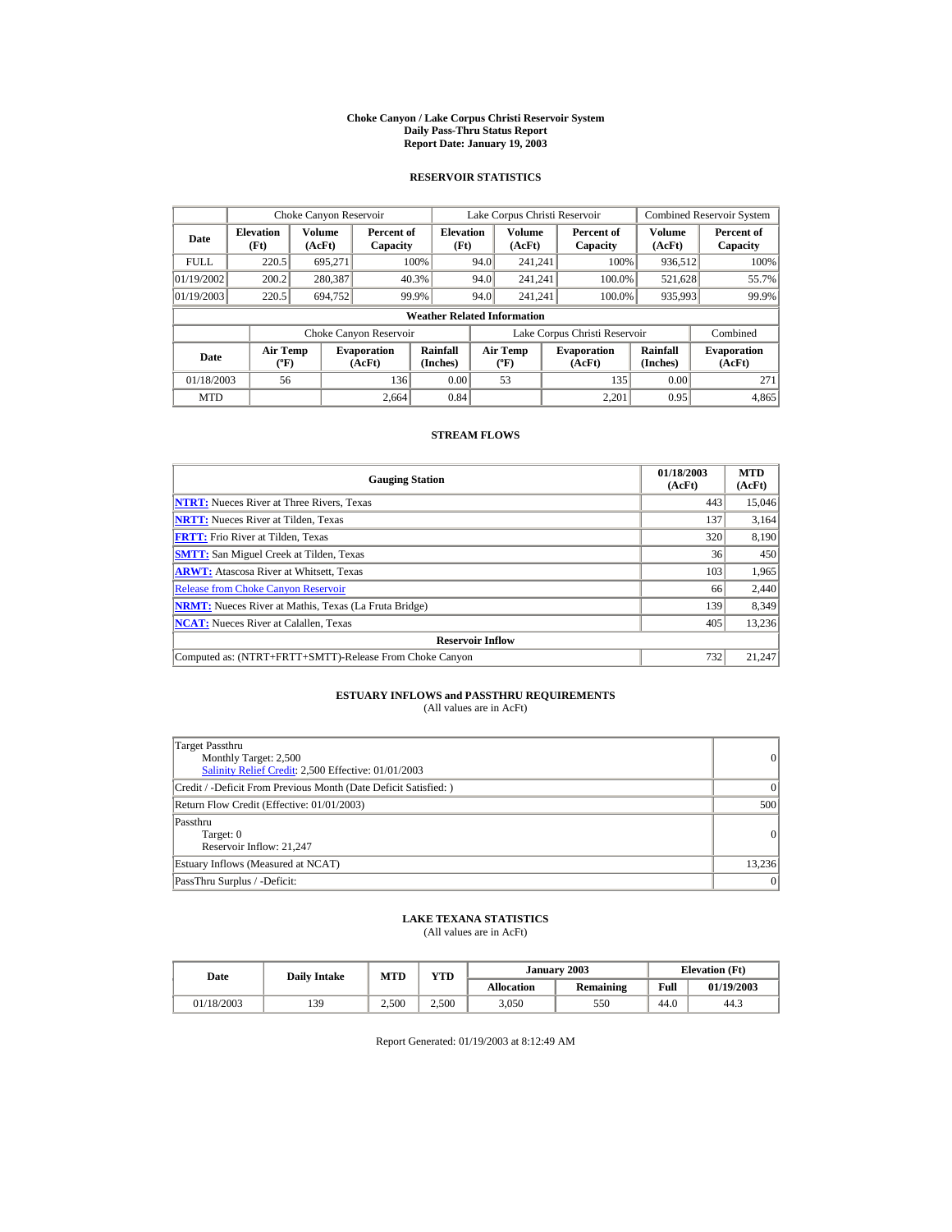# Choke Canyon / Lake Corpus Christi Reservoir System
## Daily Pass-Thru Status Report
### Report Date: January 19, 2003

## RESERVOIR STATISTICS

| Date | Choke Canyon Reservoir | | | Lake Corpus Christi Reservoir | | | Combined Reservoir System | |
|---|---|---|---|---|---|---|---|---|
| | Elevation (Ft) | Volume (AcFt) | Percent of Capacity | Elevation (Ft) | Volume (AcFt) | Percent of Capacity | Volume (AcFt) | Percent of Capacity |
| FULL | 220.5 | 695,271 | 100% | 94.0 | 241,241 | 100% | 936,512 | 100% |
| 01/19/2002 | 200.2 | 280,387 | 40.3% | 94.0 | 241,241 | 100.0% | 521,628 | 55.7% |
| 01/19/2003 | 220.5 | 694,752 | 99.9% | 94.0 | 241,241 | 100.0% | 935,993 | 99.9% |

**Weather Related Information**

| Date | Choke Canyon Reservoir | | | Lake Corpus Christi Reservoir | | | Combined |
|---|---|---|---|---|---|---|---|
| | Air Temp (ºF) | Evaporation (AcFt) | Rainfall (Inches) | Air Temp (ºF) | Evaporation (AcFt) | Rainfall (Inches) | Evaporation (AcFt) |
| 01/18/2003 | 56 | 136 | 0.00 | 53 | 135 | 0.00 | 271 |
| MTD | | 2,664 | 0.84 | | 2,201 | 0.95 | 4,865 |

## STREAM FLOWS

| Gauging Station | 01/18/2003 (AcFt) | MTD (AcFt) |
|---|---|---|
| NTRT: Nueces River at Three Rivers, Texas | 443 | 15,046 |
| NRTT: Nueces River at Tilden, Texas | 137 | 3,164 |
| FRTT: Frio River at Tilden, Texas | 320 | 8,190 |
| SMTT: San Miguel Creek at Tilden, Texas | 36 | 450 |
| ARWT: Atascosa River at Whitsett, Texas | 103 | 1,965 |
| Release from Choke Canyon Reservoir | 66 | 2,440 |
| NRMT: Nueces River at Mathis, Texas (La Fruta Bridge) | 139 | 8,349 |
| NCAT: Nueces River at Calallen, Texas | 405 | 13,236 |
| **Reservoir Inflow** | | |
| Computed as: (NTRT+FRTT+SMTT)-Release From Choke Canyon | 732 | 21,247 |

## ESTUARY INFLOWS and PASSTHRU REQUIREMENTS
(All values are in AcFt)

| | |
|---|---|
| Target Passthru<br>Monthly Target: 2,500<br>Salinity Relief Credit: 2,500 Effective: 01/01/2003 | 0 |
| Credit / -Deficit From Previous Month (Date Deficit Satisfied: ) | 0 |
| Return Flow Credit (Effective: 01/01/2003) | 500 |
| Passthru<br>Target: 0<br>Reservoir Inflow: 21,247 | 0 |
| Estuary Inflows (Measured at NCAT) | 13,236 |
| PassThru Surplus / -Deficit: | 0 |

## LAKE TEXANA STATISTICS
(All values are in AcFt)

| Date | Daily Intake | MTD | YTD | January 2003 | | Elevation (Ft) | |
|---|---|---|---|---|---|---|---|
| | | | | Allocation | Remaining | Full | 01/19/2003 |
| 01/18/2003 | 139 | 2,500 | 2,500 | 3,050 | 550 | 44.0 | 44.3 |

Report Generated: 01/19/2003 at 8:12:49 AM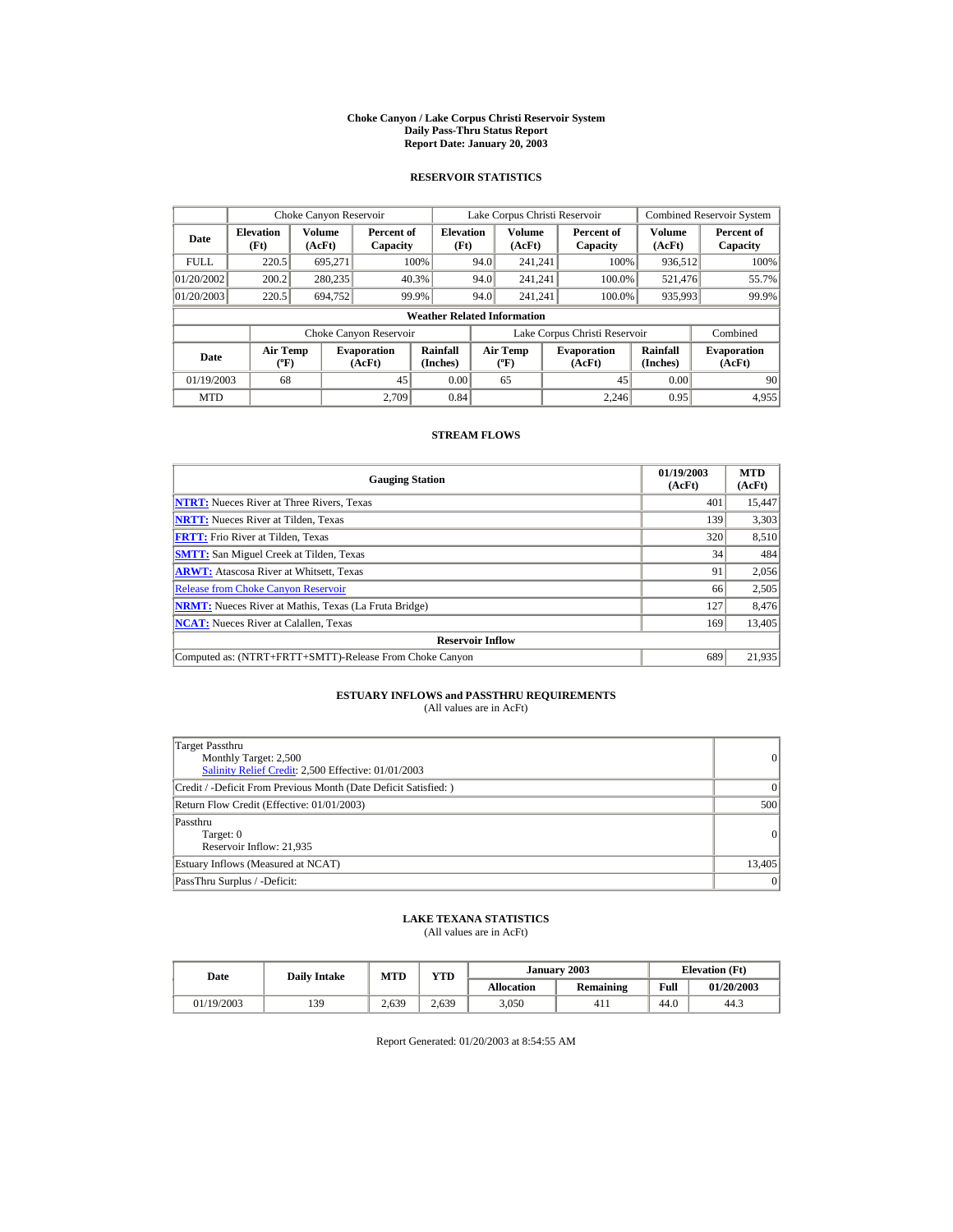# Choke Canyon / Lake Corpus Christi Reservoir System
## Daily Pass-Thru Status Report
## Report Date: January 20, 2003

### RESERVOIR STATISTICS

| Date | Choke Canyon Reservoir | | | Lake Corpus Christi Reservoir | | | Combined Reservoir System | |
|---|---|---|---|---|---|---|---|---|
| | Elevation (Ft) | Volume (AcFt) | Percent of Capacity | Elevation (Ft) | Volume (AcFt) | Percent of Capacity | Volume (AcFt) | Percent of Capacity |
| FULL | 220.5 | 695,271 | 100% | 94.0 | 241,241 | 100% | 936,512 | 100% |
| 01/20/2002 | 200.2 | 280,235 | 40.3% | 94.0 | 241,241 | 100.0% | 521,476 | 55.7% |
| 01/20/2003 | 220.5 | 694,752 | 99.9% | 94.0 | 241,241 | 100.0% | 935,993 | 99.9% |

**Weather Related Information**

| Date | Choke Canyon Reservoir | | | Lake Corpus Christi Reservoir | | | Combined |
|---|---|---|---|---|---|---|---|
| | Air Temp (ºF) | Evaporation (AcFt) | Rainfall (Inches) | Air Temp (ºF) | Evaporation (AcFt) | Rainfall (Inches) | Evaporation (AcFt) |
| 01/19/2003 | 68 | 45 | 0.00 | 65 | 45 | 0.00 | 90 |
| MTD | | 2,709 | 0.84 | | 2,246 | 0.95 | 4,955 |

### STREAM FLOWS

| Gauging Station | 01/19/2003 (AcFt) | MTD (AcFt) |
|---|---|---|
| **NTRT:** Nueces River at Three Rivers, Texas | 401 | 15,447 |
| **NRTT:** Nueces River at Tilden, Texas | 139 | 3,303 |
| **FRTT:** Frio River at Tilden, Texas | 320 | 8,510 |
| **SMTT:** San Miguel Creek at Tilden, Texas | 34 | 484 |
| **ARWT:** Atascosa River at Whitsett, Texas | 91 | 2,056 |
| Release from Choke Canyon Reservoir | 66 | 2,505 |
| **NRMT:** Nueces River at Mathis, Texas (La Fruta Bridge) | 127 | 8,476 |
| **NCAT:** Nueces River at Calallen, Texas | 169 | 13,405 |
| **Reservoir Inflow** | | |
| Computed as: (NTRT+FRTT+SMTT)-Release From Choke Canyon | 689 | 21,935 |

### ESTUARY INFLOWS and PASSTHRU REQUIREMENTS
(All values are in AcFt)

| | |
|---|---|
| Target Passthru<br>Monthly Target: 2,500<br>Salinity Relief Credit: 2,500 Effective: 01/01/2003 | 0 |
| Credit / -Deficit From Previous Month (Date Deficit Satisfied: ) | 0 |
| Return Flow Credit (Effective: 01/01/2003) | 500 |
| Passthru<br>Target: 0<br>Reservoir Inflow: 21,935 | 0 |
| Estuary Inflows (Measured at NCAT) | 13,405 |
| PassThru Surplus / -Deficit: | 0 |

### LAKE TEXANA STATISTICS
(All values are in AcFt)

| Date | Daily Intake | MTD | YTD | January 2003 | | Elevation (Ft) | |
|---|---|---|---|---|---|---|---|
| | | | | Allocation | Remaining | Full | 01/20/2003 |
| 01/19/2003 | 139 | 2,639 | 2,639 | 3,050 | 411 | 44.0 | 44.3 |

Report Generated: 01/20/2003 at 8:54:55 AM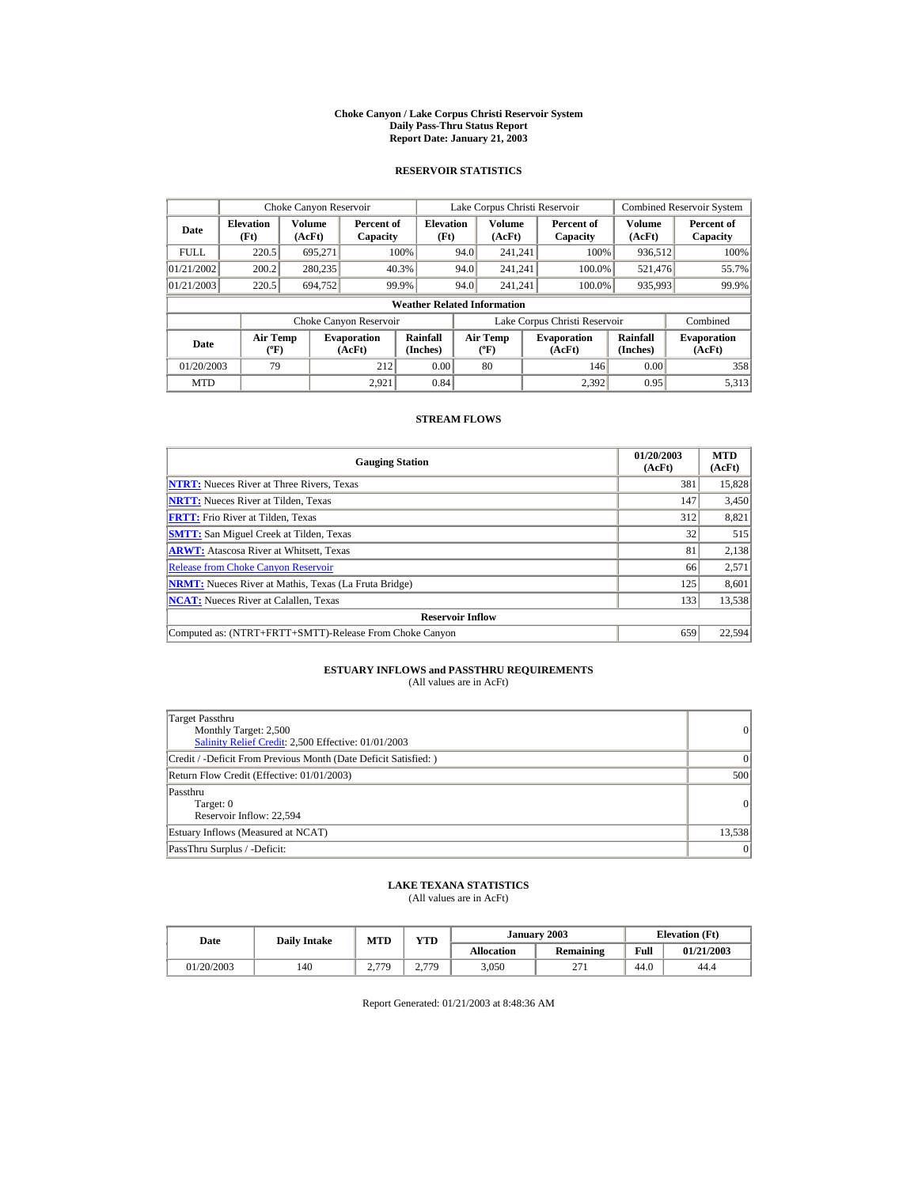# Choke Canyon / Lake Corpus Christi Reservoir System
## Daily Pass-Thru Status Report
## Report Date: January 21, 2003

### RESERVOIR STATISTICS

| Date | Choke Canyon Reservoir | | | Lake Corpus Christi Reservoir | | | Combined Reservoir System | |
|---|---|---|---|---|---|---|---|---|
| | Elevation (Ft) | Volume (AcFt) | Percent of Capacity | Elevation (Ft) | Volume (AcFt) | Percent of Capacity | Volume (AcFt) | Percent of Capacity |
| FULL | 220.5 | 695,271 | 100% | 94.0 | 241,241 | 100% | 936,512 | 100% |
| 01/21/2002 | 200.2 | 280,235 | 40.3% | 94.0 | 241,241 | 100.0% | 521,476 | 55.7% |
| 01/21/2003 | 220.5 | 694,752 | 99.9% | 94.0 | 241,241 | 100.0% | 935,993 | 99.9% |

**Weather Related Information**

| Date | Choke Canyon Reservoir | | | Lake Corpus Christi Reservoir | | | Combined |
|---|---|---|---|---|---|---|---|
| | Air Temp (ºF) | Evaporation (AcFt) | Rainfall (Inches) | Air Temp (ºF) | Evaporation (AcFt) | Rainfall (Inches) | Evaporation (AcFt) |
| 01/20/2003 | 79 | 212 | 0.00 | 80 | 146 | 0.00 | 358 |
| MTD | | 2,921 | 0.84 | | 2,392 | 0.95 | 5,313 |

### STREAM FLOWS

| Gauging Station | 01/20/2003 (AcFt) | MTD (AcFt) |
|---|---|---|
| NTRT: Nueces River at Three Rivers, Texas | 381 | 15,828 |
| NRTT: Nueces River at Tilden, Texas | 147 | 3,450 |
| FRTT: Frio River at Tilden, Texas | 312 | 8,821 |
| SMTT: San Miguel Creek at Tilden, Texas | 32 | 515 |
| ARWT: Atascosa River at Whitsett, Texas | 81 | 2,138 |
| Release from Choke Canyon Reservoir | 66 | 2,571 |
| NRMT: Nueces River at Mathis, Texas (La Fruta Bridge) | 125 | 8,601 |
| NCAT: Nueces River at Calallen, Texas | 133 | 13,538 |
| **Reservoir Inflow** | | |
| Computed as: (NTRT+FRTT+SMTT)-Release From Choke Canyon | 659 | 22,594 |

### ESTUARY INFLOWS and PASSTHRU REQUIREMENTS
(All values are in AcFt)

| | |
|---|---|
| Target Passthru<br>Monthly Target: 2,500<br>Salinity Relief Credit: 2,500 Effective: 01/01/2003 | 0 |
| Credit / -Deficit From Previous Month (Date Deficit Satisfied: ) | 0 |
| Return Flow Credit (Effective: 01/01/2003) | 500 |
| Passthru<br>Target: 0<br>Reservoir Inflow: 22,594 | 0 |
| Estuary Inflows (Measured at NCAT) | 13,538 |
| PassThru Surplus / -Deficit: | 0 |

### LAKE TEXANA STATISTICS
(All values are in AcFt)

| Date | Daily Intake | MTD | YTD | January 2003 | | Elevation (Ft) | |
|---|---|---|---|---|---|---|---|
| | | | | Allocation | Remaining | Full | 01/21/2003 |
| 01/20/2003 | 140 | 2,779 | 2,779 | 3,050 | 271 | 44.0 | 44.4 |

Report Generated: 01/21/2003 at 8:48:36 AM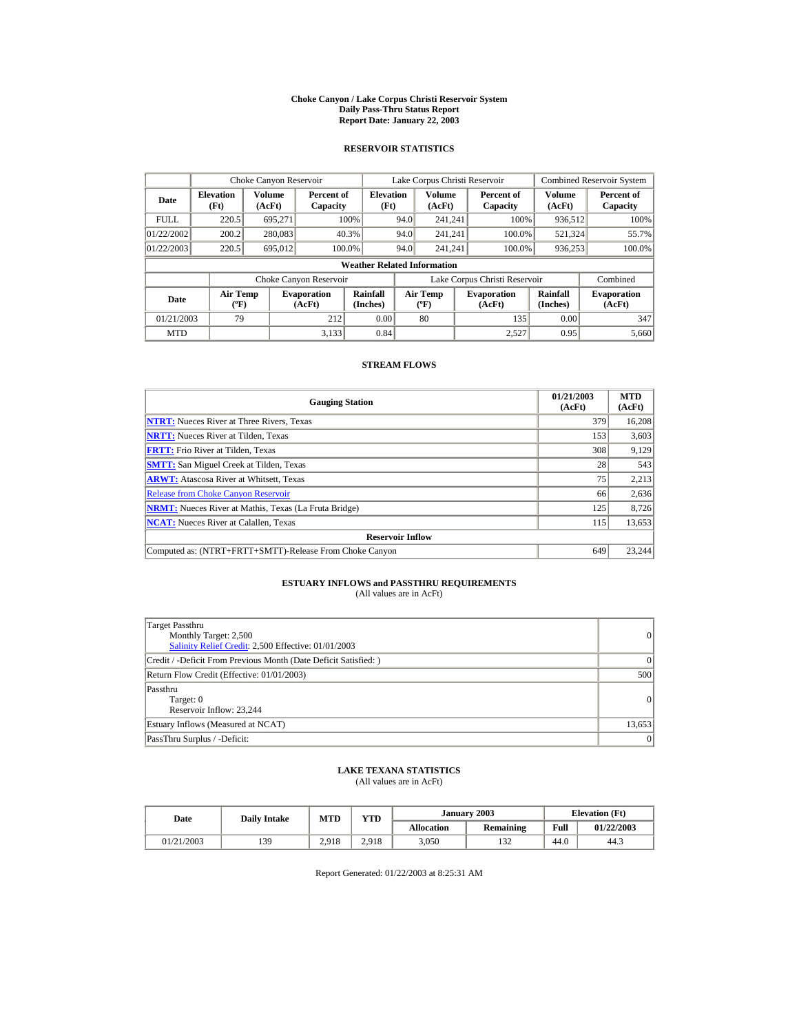# Choke Canyon / Lake Corpus Christi Reservoir System
## Daily Pass-Thru Status Report
## Report Date: January 22, 2003

### RESERVOIR STATISTICS

| Date | Choke Canyon Reservoir | | | Lake Corpus Christi Reservoir | | | Combined Reservoir System | |
|---|---|---|---|---|---|---|---|---|
| | Elevation (Ft) | Volume (AcFt) | Percent of Capacity | Elevation (Ft) | Volume (AcFt) | Percent of Capacity | Volume (AcFt) | Percent of Capacity |
| FULL | 220.5 | 695,271 | 100% | 94.0 | 241,241 | 100% | 936,512 | 100% |
| 01/22/2002 | 200.2 | 280,083 | 40.3% | 94.0 | 241,241 | 100.0% | 521,324 | 55.7% |
| 01/22/2003 | 220.5 | 695,012 | 100.0% | 94.0 | 241,241 | 100.0% | 936,253 | 100.0% |

**Weather Related Information**

| Date | Choke Canyon Reservoir | | | Lake Corpus Christi Reservoir | | | Combined |
|---|---|---|---|---|---|---|---|
| | Air Temp (ºF) | Evaporation (AcFt) | Rainfall (Inches) | Air Temp (ºF) | Evaporation (AcFt) | Rainfall (Inches) | Evaporation (AcFt) |
| 01/21/2003 | 79 | 212 | 0.00 | 80 | 135 | 0.00 | 347 |
| MTD | | 3,133 | 0.84 | | 2,527 | 0.95 | 5,660 |

### STREAM FLOWS

| Gauging Station | 01/21/2003 (AcFt) | MTD (AcFt) |
|---|---|---|
| NTRT: Nueces River at Three Rivers, Texas | 379 | 16,208 |
| NRTT: Nueces River at Tilden, Texas | 153 | 3,603 |
| FRTT: Frio River at Tilden, Texas | 308 | 9,129 |
| SMTT: San Miguel Creek at Tilden, Texas | 28 | 543 |
| ARWT: Atascosa River at Whitsett, Texas | 75 | 2,213 |
| Release from Choke Canyon Reservoir | 66 | 2,636 |
| NRMT: Nueces River at Mathis, Texas (La Fruta Bridge) | 125 | 8,726 |
| NCAT: Nueces River at Calallen, Texas | 115 | 13,653 |
| **Reservoir Inflow** | | |
| Computed as: (NTRT+FRTT+SMTT)-Release From Choke Canyon | 649 | 23,244 |

### ESTUARY INFLOWS and PASSTHRU REQUIREMENTS
(All values are in AcFt)

| | |
|---|---|
| Target Passthru<br>Monthly Target: 2,500<br>Salinity Relief Credit: 2,500 Effective: 01/01/2003 | 0 |
| Credit / -Deficit From Previous Month (Date Deficit Satisfied: ) | 0 |
| Return Flow Credit (Effective: 01/01/2003) | 500 |
| Passthru<br>Target: 0<br>Reservoir Inflow: 23,244 | 0 |
| Estuary Inflows (Measured at NCAT) | 13,653 |
| PassThru Surplus / -Deficit: | 0 |

### LAKE TEXANA STATISTICS
(All values are in AcFt)

| Date | Daily Intake | MTD | YTD | January 2003 | | Elevation (Ft) | |
|---|---|---|---|---|---|---|---|
| | | | | Allocation | Remaining | Full | 01/22/2003 |
| 01/21/2003 | 139 | 2,918 | 2,918 | 3,050 | 132 | 44.0 | 44.3 |

Report Generated: 01/22/2003 at 8:25:31 AM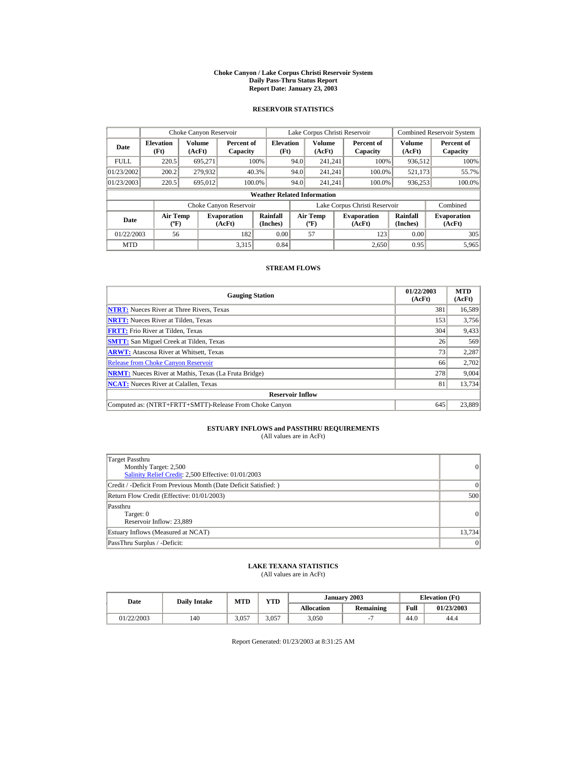# Choke Canyon / Lake Corpus Christi Reservoir System
## Daily Pass-Thru Status Report
## Report Date: January 23, 2003

### RESERVOIR STATISTICS

| Date | Choke Canyon Reservoir | | | Lake Corpus Christi Reservoir | | | Combined Reservoir System | |
|---|---|---|---|---|---|---|---|---|
| | Elevation (Ft) | Volume (AcFt) | Percent of Capacity | Elevation (Ft) | Volume (AcFt) | Percent of Capacity | Volume (AcFt) | Percent of Capacity |
| FULL | 220.5 | 695,271 | 100% | 94.0 | 241,241 | 100% | 936,512 | 100% |
| 01/23/2002 | 200.2 | 279,932 | 40.3% | 94.0 | 241,241 | 100.0% | 521,173 | 55.7% |
| 01/23/2003 | 220.5 | 695,012 | 100.0% | 94.0 | 241,241 | 100.0% | 936,253 | 100.0% |

**Weather Related Information**

| Date | Choke Canyon Reservoir | | | Lake Corpus Christi Reservoir | | | Combined |
|---|---|---|---|---|---|---|---|
| | Air Temp (ºF) | Evaporation (AcFt) | Rainfall (Inches) | Air Temp (ºF) | Evaporation (AcFt) | Rainfall (Inches) | Evaporation (AcFt) |
| 01/22/2003 | 56 | 182 | 0.00 | 57 | 123 | 0.00 | 305 |
| MTD | | 3,315 | 0.84 | | 2,650 | 0.95 | 5,965 |

### STREAM FLOWS

| Gauging Station | 01/22/2003 (AcFt) | MTD (AcFt) |
|---|---|---|
| NTRT: Nueces River at Three Rivers, Texas | 381 | 16,589 |
| NRTT: Nueces River at Tilden, Texas | 153 | 3,756 |
| FRTT: Frio River at Tilden, Texas | 304 | 9,433 |
| SMTT: San Miguel Creek at Tilden, Texas | 26 | 569 |
| ARWT: Atascosa River at Whitsett, Texas | 73 | 2,287 |
| Release from Choke Canyon Reservoir | 66 | 2,702 |
| NRMT: Nueces River at Mathis, Texas (La Fruta Bridge) | 278 | 9,004 |
| NCAT: Nueces River at Calallen, Texas | 81 | 13,734 |
| **Reservoir Inflow** | | |
| Computed as: (NTRT+FRTT+SMTT)-Release From Choke Canyon | 645 | 23,889 |

### ESTUARY INFLOWS and PASSTHRU REQUIREMENTS
(All values are in AcFt)

| | |
|---|---|
| Target Passthru<br>Monthly Target: 2,500<br>Salinity Relief Credit: 2,500 Effective: 01/01/2003 | 0 |
| Credit / -Deficit From Previous Month (Date Deficit Satisfied: ) | 0 |
| Return Flow Credit (Effective: 01/01/2003) | 500 |
| Passthru<br>Target: 0<br>Reservoir Inflow: 23,889 | 0 |
| Estuary Inflows (Measured at NCAT) | 13,734 |
| PassThru Surplus / -Deficit: | 0 |

### LAKE TEXANA STATISTICS
(All values are in AcFt)

| Date | Daily Intake | MTD | YTD | January 2003 | | Elevation (Ft) | |
|---|---|---|---|---|---|---|---|
| | | | | Allocation | Remaining | Full | 01/23/2003 |
| 01/22/2003 | 140 | 3,057 | 3,057 | 3,050 | -7 | 44.0 | 44.4 |

Report Generated: 01/23/2003 at 8:31:25 AM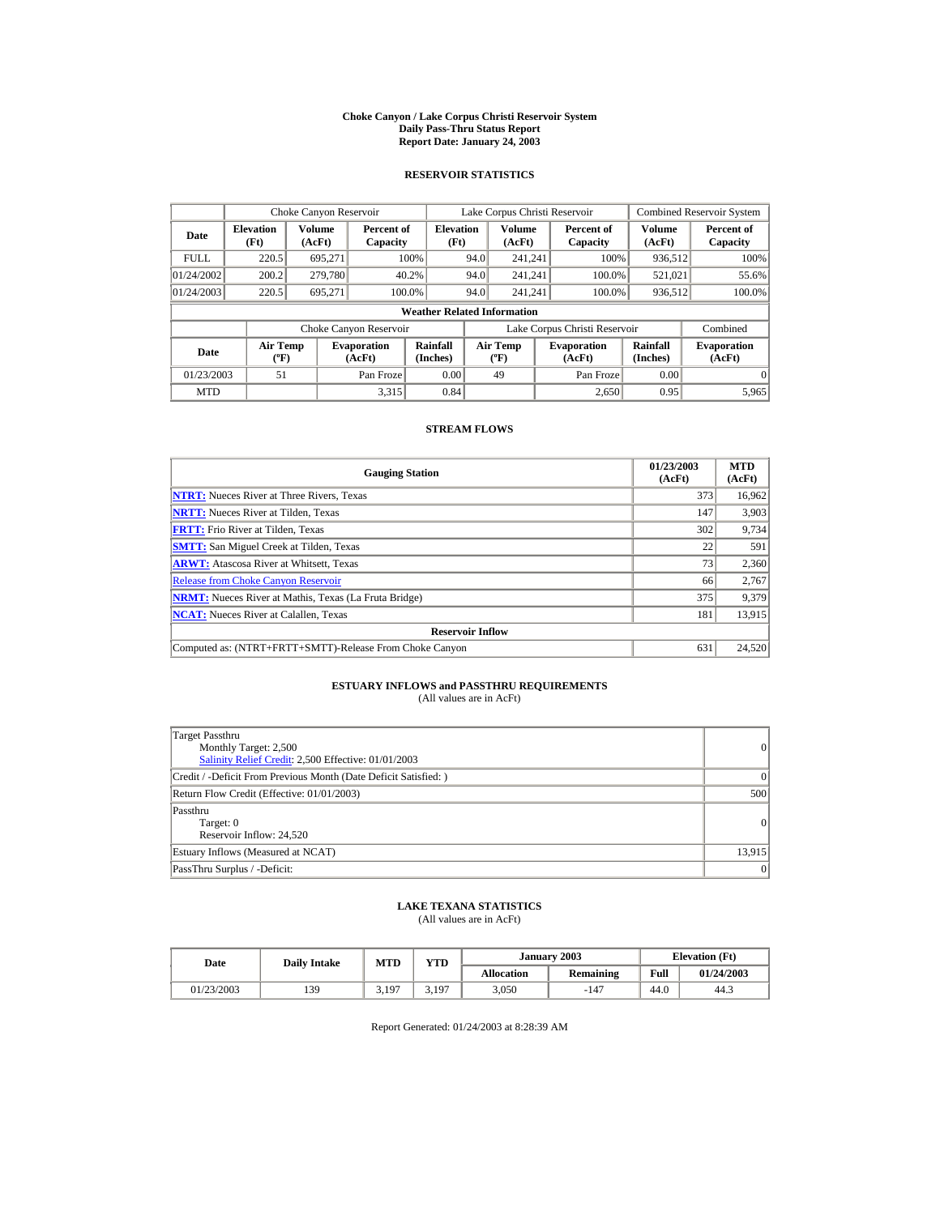**Choke Canyon / Lake Corpus Christi Reservoir System**
**Daily Pass-Thru Status Report**
**Report Date: January 24, 2003**

## RESERVOIR STATISTICS

| | Choke Canyon Reservoir | | | Lake Corpus Christi Reservoir | | | Combined Reservoir System | |
|---|---|---|---|---|---|---|---|---|
| **Date** | **Elevation (Ft)** | **Volume (AcFt)** | **Percent of Capacity** | **Elevation (Ft)** | **Volume (AcFt)** | **Percent of Capacity** | **Volume (AcFt)** | **Percent of Capacity** |
| FULL | 220.5 | 695,271 | 100% | 94.0 | 241,241 | 100% | 936,512 | 100% |
| 01/24/2002 | 200.2 | 279,780 | 40.2% | 94.0 | 241,241 | 100.0% | 521,021 | 55.6% |
| 01/24/2003 | 220.5 | 695,271 | 100.0% | 94.0 | 241,241 | 100.0% | 936,512 | 100.0% |

**Weather Related Information**

| | Choke Canyon Reservoir | | | Lake Corpus Christi Reservoir | | | Combined |
|---|---|---|---|---|---|---|---|
| **Date** | **Air Temp (ºF)** | **Evaporation (AcFt)** | **Rainfall (Inches)** | **Air Temp (ºF)** | **Evaporation (AcFt)** | **Rainfall (Inches)** | **Evaporation (AcFt)** |
| 01/23/2003 | 51 | Pan Froze | 0.00 | 49 | Pan Froze | 0.00 | 0 |
| MTD | | 3,315 | 0.84 | | 2,650 | 0.95 | 5,965 |

## STREAM FLOWS

| Gauging Station | 01/23/2003 (AcFt) | MTD (AcFt) |
|---|---|---|
| **NTRT:** Nueces River at Three Rivers, Texas | 373 | 16,962 |
| **NRTT:** Nueces River at Tilden, Texas | 147 | 3,903 |
| **FRTT:** Frio River at Tilden, Texas | 302 | 9,734 |
| **SMTT:** San Miguel Creek at Tilden, Texas | 22 | 591 |
| **ARWT:** Atascosa River at Whitsett, Texas | 73 | 2,360 |
| Release from Choke Canyon Reservoir | 66 | 2,767 |
| **NRMT:** Nueces River at Mathis, Texas (La Fruta Bridge) | 375 | 9,379 |
| **NCAT:** Nueces River at Calallen, Texas | 181 | 13,915 |
| **Reservoir Inflow** | | |
| Computed as: (NTRT+FRTT+SMTT)-Release From Choke Canyon | 631 | 24,520 |

## ESTUARY INFLOWS and PASSTHRU REQUIREMENTS

(All values are in AcFt)

| | |
|---|---|
| Target Passthru<br>Monthly Target: 2,500<br>Salinity Relief Credit: 2,500 Effective: 01/01/2003 | 0 |
| Credit / -Deficit From Previous Month (Date Deficit Satisfied: ) | 0 |
| Return Flow Credit (Effective: 01/01/2003) | 500 |
| Passthru<br>Target: 0<br>Reservoir Inflow: 24,520 | 0 |
| Estuary Inflows (Measured at NCAT) | 13,915 |
| PassThru Surplus / -Deficit: | 0 |

## LAKE TEXANA STATISTICS

(All values are in AcFt)

| Date | Daily Intake | MTD | YTD | January 2003 | | Elevation (Ft) | |
|---|---|---|---|---|---|---|---|
| | | | | **Allocation** | **Remaining** | **Full** | **01/24/2003** |
| 01/23/2003 | 139 | 3,197 | 3,197 | 3,050 | -147 | 44.0 | 44.3 |

Report Generated: 01/24/2003 at 8:28:39 AM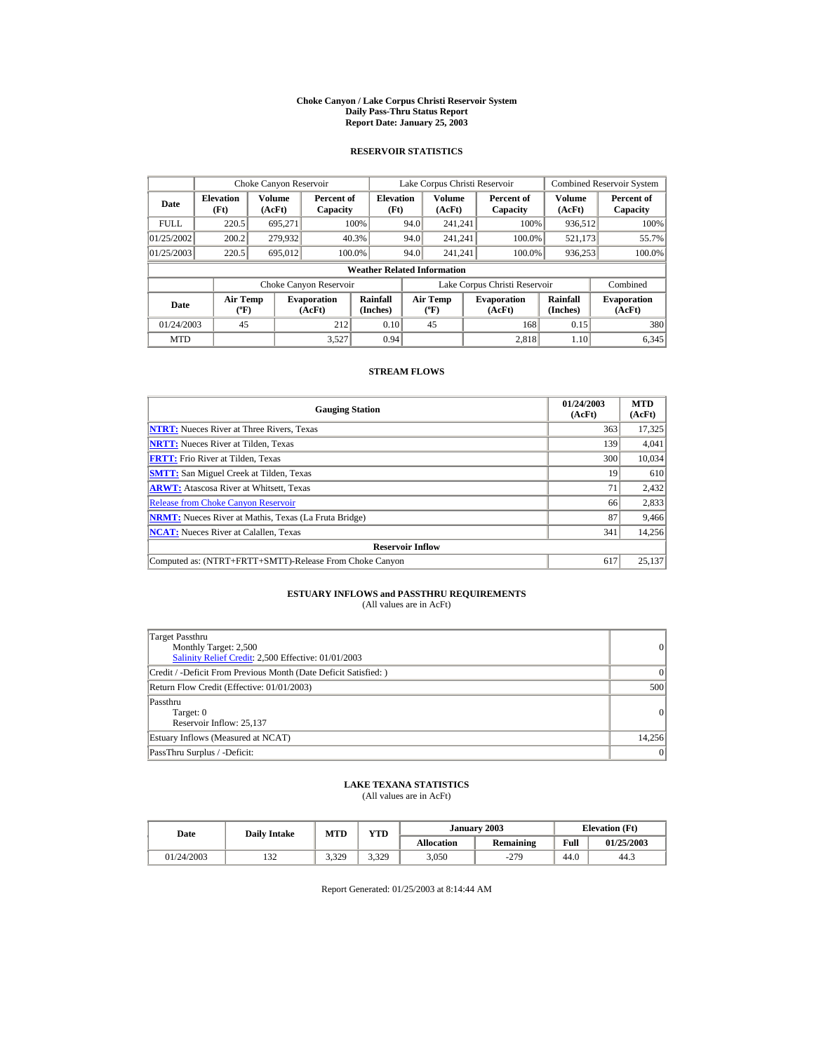# Choke Canyon / Lake Corpus Christi Reservoir System
## Daily Pass-Thru Status Report
## Report Date: January 25, 2003

### RESERVOIR STATISTICS

| Date | Choke Canyon Reservoir | | | Lake Corpus Christi Reservoir | | | Combined Reservoir System | |
|---|---|---|---|---|---|---|---|---|
| | Elevation (Ft) | Volume (AcFt) | Percent of Capacity | Elevation (Ft) | Volume (AcFt) | Percent of Capacity | Volume (AcFt) | Percent of Capacity |
| FULL | 220.5 | 695,271 | 100% | 94.0 | 241,241 | 100% | 936,512 | 100% |
| 01/25/2002 | 200.2 | 279,932 | 40.3% | 94.0 | 241,241 | 100.0% | 521,173 | 55.7% |
| 01/25/2003 | 220.5 | 695,012 | 100.0% | 94.0 | 241,241 | 100.0% | 936,253 | 100.0% |

**Weather Related Information**

| Date | Choke Canyon Reservoir | | | Lake Corpus Christi Reservoir | | | Combined |
|---|---|---|---|---|---|---|---|
| | Air Temp (ºF) | Evaporation (AcFt) | Rainfall (Inches) | Air Temp (ºF) | Evaporation (AcFt) | Rainfall (Inches) | Evaporation (AcFt) |
| 01/24/2003 | 45 | 212 | 0.10 | 45 | 168 | 0.15 | 380 |
| MTD | | 3,527 | 0.94 | | 2,818 | 1.10 | 6,345 |

### STREAM FLOWS

| Gauging Station | 01/24/2003 (AcFt) | MTD (AcFt) |
|---|---|---|
| **NTRT:** Nueces River at Three Rivers, Texas | 363 | 17,325 |
| **NRTT:** Nueces River at Tilden, Texas | 139 | 4,041 |
| **FRTT:** Frio River at Tilden, Texas | 300 | 10,034 |
| **SMTT:** San Miguel Creek at Tilden, Texas | 19 | 610 |
| **ARWT:** Atascosa River at Whitsett, Texas | 71 | 2,432 |
| Release from Choke Canyon Reservoir | 66 | 2,833 |
| **NRMT:** Nueces River at Mathis, Texas (La Fruta Bridge) | 87 | 9,466 |
| **NCAT:** Nueces River at Calallen, Texas | 341 | 14,256 |
| **Reservoir Inflow** | | |
| Computed as: (NTRT+FRTT+SMTT)-Release From Choke Canyon | 617 | 25,137 |

### ESTUARY INFLOWS and PASSTHRU REQUIREMENTS
(All values are in AcFt)

| | |
|---|---|
| Target Passthru<br>Monthly Target: 2,500<br>Salinity Relief Credit: 2,500 Effective: 01/01/2003 | 0 |
| Credit / -Deficit From Previous Month (Date Deficit Satisfied: ) | 0 |
| Return Flow Credit (Effective: 01/01/2003) | 500 |
| Passthru<br>Target: 0<br>Reservoir Inflow: 25,137 | 0 |
| Estuary Inflows (Measured at NCAT) | 14,256 |
| PassThru Surplus / -Deficit: | 0 |

### LAKE TEXANA STATISTICS
(All values are in AcFt)

| Date | Daily Intake | MTD | YTD | January 2003 | | Elevation (Ft) | |
|---|---|---|---|---|---|---|---|
| | | | | Allocation | Remaining | Full | 01/25/2003 |
| 01/24/2003 | 132 | 3,329 | 3,329 | 3,050 | -279 | 44.0 | 44.3 |

Report Generated: 01/25/2003 at 8:14:44 AM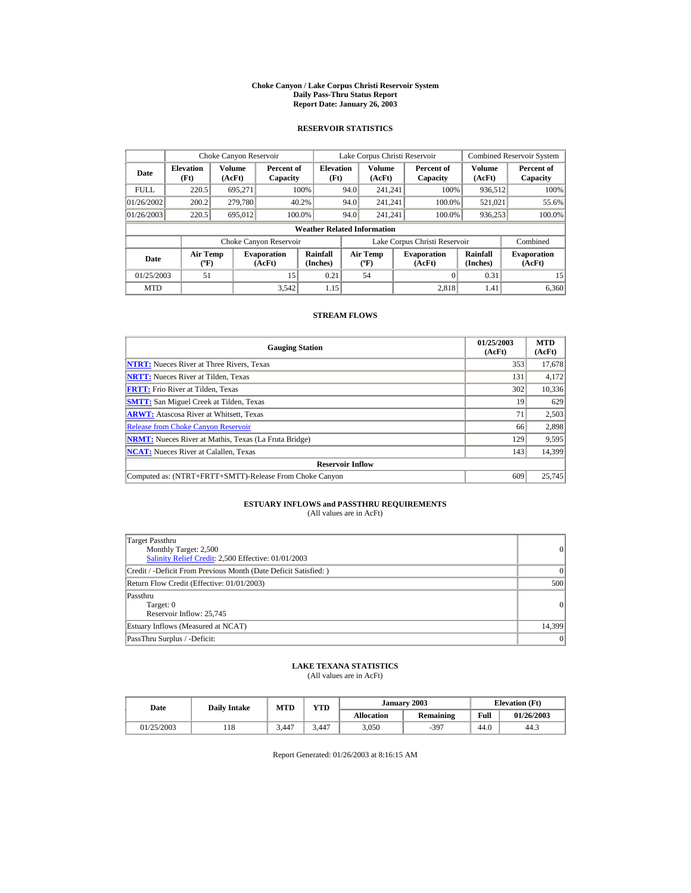# Choke Canyon / Lake Corpus Christi Reservoir System
## Daily Pass-Thru Status Report
### Report Date: January 26, 2003

## RESERVOIR STATISTICS

| Date | Choke Canyon Reservoir | | | Lake Corpus Christi Reservoir | | | Combined Reservoir System | |
|---|---|---|---|---|---|---|---|---|
| | Elevation (Ft) | Volume (AcFt) | Percent of Capacity | Elevation (Ft) | Volume (AcFt) | Percent of Capacity | Volume (AcFt) | Percent of Capacity |
| FULL | 220.5 | 695,271 | 100% | 94.0 | 241,241 | 100% | 936,512 | 100% |
| 01/26/2002 | 200.2 | 279,780 | 40.2% | 94.0 | 241,241 | 100.0% | 521,021 | 55.6% |
| 01/26/2003 | 220.5 | 695,012 | 100.0% | 94.0 | 241,241 | 100.0% | 936,253 | 100.0% |

**Weather Related Information**

| Date | Choke Canyon Reservoir | | | Lake Corpus Christi Reservoir | | | Combined |
|---|---|---|---|---|---|---|---|
| | Air Temp (ºF) | Evaporation (AcFt) | Rainfall (Inches) | Air Temp (ºF) | Evaporation (AcFt) | Rainfall (Inches) | Evaporation (AcFt) |
| 01/25/2003 | 51 | 15 | 0.21 | 54 | 0 | 0.31 | 15 |
| MTD | | 3,542 | 1.15 | | 2,818 | 1.41 | 6,360 |

## STREAM FLOWS

| Gauging Station | 01/25/2003 (AcFt) | MTD (AcFt) |
|---|---|---|
| **NTRT:** Nueces River at Three Rivers, Texas | 353 | 17,678 |
| **NRTT:** Nueces River at Tilden, Texas | 131 | 4,172 |
| **FRTT:** Frio River at Tilden, Texas | 302 | 10,336 |
| **SMTT:** San Miguel Creek at Tilden, Texas | 19 | 629 |
| **ARWT:** Atascosa River at Whitsett, Texas | 71 | 2,503 |
| Release from Choke Canyon Reservoir | 66 | 2,898 |
| **NRMT:** Nueces River at Mathis, Texas (La Fruta Bridge) | 129 | 9,595 |
| **NCAT:** Nueces River at Calallen, Texas | 143 | 14,399 |
| **Reservoir Inflow** | | |
| Computed as: (NTRT+FRTT+SMTT)-Release From Choke Canyon | 609 | 25,745 |

## ESTUARY INFLOWS and PASSTHRU REQUIREMENTS
(All values are in AcFt)

| | |
|---|---|
| Target Passthru<br>Monthly Target: 2,500<br>Salinity Relief Credit: 2,500 Effective: 01/01/2003 | 0 |
| Credit / -Deficit From Previous Month (Date Deficit Satisfied: ) | 0 |
| Return Flow Credit (Effective: 01/01/2003) | 500 |
| Passthru<br>Target: 0<br>Reservoir Inflow: 25,745 | 0 |
| Estuary Inflows (Measured at NCAT) | 14,399 |
| PassThru Surplus / -Deficit: | 0 |

## LAKE TEXANA STATISTICS
(All values are in AcFt)

| Date | Daily Intake | MTD | YTD | January 2003 | | Elevation (Ft) | |
|---|---|---|---|---|---|---|---|
| | | | | Allocation | Remaining | Full | 01/26/2003 |
| 01/25/2003 | 118 | 3,447 | 3,447 | 3,050 | -397 | 44.0 | 44.3 |

Report Generated: 01/26/2003 at 8:16:15 AM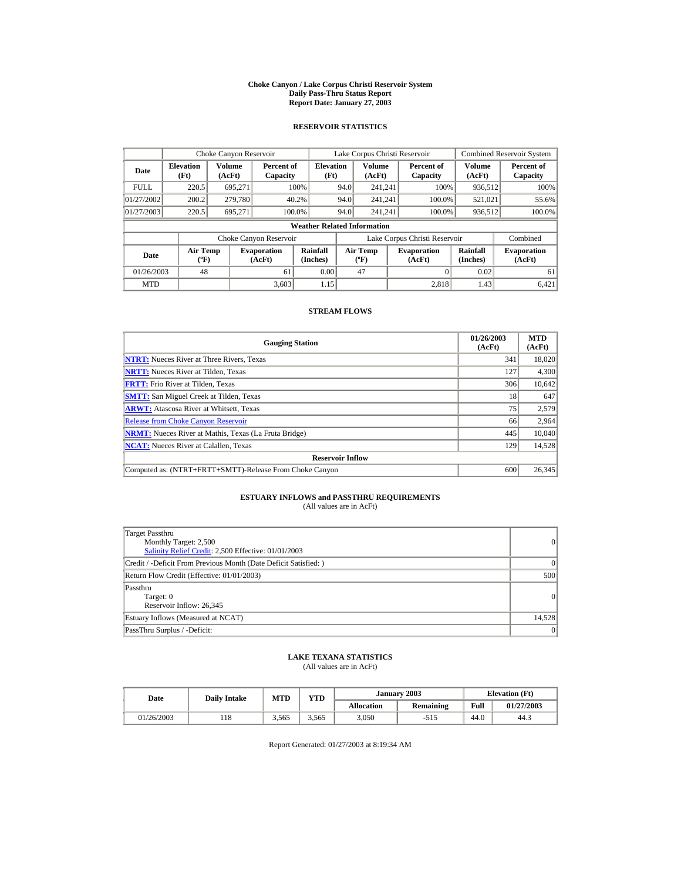# Choke Canyon / Lake Corpus Christi Reservoir System
## Daily Pass-Thru Status Report
### Report Date: January 27, 2003

## RESERVOIR STATISTICS

| | Choke Canyon Reservoir | | | Lake Corpus Christi Reservoir | | | Combined Reservoir System | |
|---|---|---|---|---|---|---|---|---|
| Date | Elevation (Ft) | Volume (AcFt) | Percent of Capacity | Elevation (Ft) | Volume (AcFt) | Percent of Capacity | Volume (AcFt) | Percent of Capacity |
| FULL | 220.5 | 695,271 | 100% | 94.0 | 241,241 | 100% | 936,512 | 100% |
| 01/27/2002 | 200.2 | 279,780 | 40.2% | 94.0 | 241,241 | 100.0% | 521,021 | 55.6% |
| 01/27/2003 | 220.5 | 695,271 | 100.0% | 94.0 | 241,241 | 100.0% | 936,512 | 100.0% |

**Weather Related Information**

| | Choke Canyon Reservoir | | | Lake Corpus Christi Reservoir | | | Combined |
|---|---|---|---|---|---|---|---|
| Date | Air Temp (ºF) | Evaporation (AcFt) | Rainfall (Inches) | Air Temp (ºF) | Evaporation (AcFt) | Rainfall (Inches) | Evaporation (AcFt) |
| 01/26/2003 | 48 | 61 | 0.00 | 47 | 0 | 0.02 | 61 |
| MTD | | 3,603 | 1.15 | | 2,818 | 1.43 | 6,421 |

## STREAM FLOWS

| Gauging Station | 01/26/2003 (AcFt) | MTD (AcFt) |
|---|---|---|
| NTRT: Nueces River at Three Rivers, Texas | 341 | 18,020 |
| NRTT: Nueces River at Tilden, Texas | 127 | 4,300 |
| FRTT: Frio River at Tilden, Texas | 306 | 10,642 |
| SMTT: San Miguel Creek at Tilden, Texas | 18 | 647 |
| ARWT: Atascosa River at Whitsett, Texas | 75 | 2,579 |
| Release from Choke Canyon Reservoir | 66 | 2,964 |
| NRMT: Nueces River at Mathis, Texas (La Fruta Bridge) | 445 | 10,040 |
| NCAT: Nueces River at Calallen, Texas | 129 | 14,528 |
| **Reservoir Inflow** | | |
| Computed as: (NTRT+FRTT+SMTT)-Release From Choke Canyon | 600 | 26,345 |

## ESTUARY INFLOWS and PASSTHRU REQUIREMENTS
(All values are in AcFt)

| | |
|---|---|
| Target Passthru<br>Monthly Target: 2,500<br>Salinity Relief Credit: 2,500 Effective: 01/01/2003 | 0 |
| Credit / -Deficit From Previous Month (Date Deficit Satisfied: ) | 0 |
| Return Flow Credit (Effective: 01/01/2003) | 500 |
| Passthru<br>Target: 0<br>Reservoir Inflow: 26,345 | 0 |
| Estuary Inflows (Measured at NCAT) | 14,528 |
| PassThru Surplus / -Deficit: | 0 |

## LAKE TEXANA STATISTICS
(All values are in AcFt)

| Date | Daily Intake | MTD | YTD | January 2003 | | Elevation (Ft) | |
|---|---|---|---|---|---|---|---|
| | | | | Allocation | Remaining | Full | 01/27/2003 |
| 01/26/2003 | 118 | 3,565 | 3,565 | 3,050 | -515 | 44.0 | 44.3 |

Report Generated: 01/27/2003 at 8:19:34 AM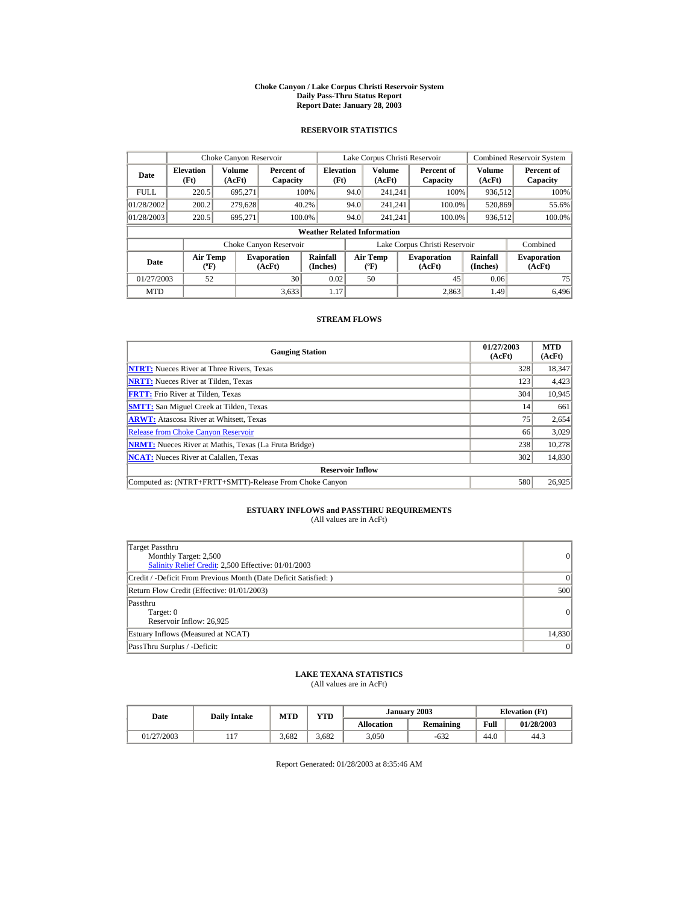# Choke Canyon / Lake Corpus Christi Reservoir System
## Daily Pass-Thru Status Report
## Report Date: January 28, 2003

### RESERVOIR STATISTICS

| | Choke Canyon Reservoir | | | Lake Corpus Christi Reservoir | | | Combined Reservoir System | |
|---|---|---|---|---|---|---|---|---|
| Date | Elevation (Ft) | Volume (AcFt) | Percent of Capacity | Elevation (Ft) | Volume (AcFt) | Percent of Capacity | Volume (AcFt) | Percent of Capacity |
| FULL | 220.5 | 695,271 | 100% | 94.0 | 241,241 | 100% | 936,512 | 100% |
| 01/28/2002 | 200.2 | 279,628 | 40.2% | 94.0 | 241,241 | 100.0% | 520,869 | 55.6% |
| 01/28/2003 | 220.5 | 695,271 | 100.0% | 94.0 | 241,241 | 100.0% | 936,512 | 100.0% |

**Weather Related Information**

| | Choke Canyon Reservoir | | | Lake Corpus Christi Reservoir | | | Combined |
|---|---|---|---|---|---|---|---|
| Date | Air Temp (ºF) | Evaporation (AcFt) | Rainfall (Inches) | Air Temp (ºF) | Evaporation (AcFt) | Rainfall (Inches) | Evaporation (AcFt) |
| 01/27/2003 | 52 | 30 | 0.02 | 50 | 45 | 0.06 | 75 |
| MTD | | 3,633 | 1.17 | | 2,863 | 1.49 | 6,496 |

### STREAM FLOWS

| Gauging Station | 01/27/2003 (AcFt) | MTD (AcFt) |
|---|---|---|
| **NTRT:** Nueces River at Three Rivers, Texas | 328 | 18,347 |
| **NRTT:** Nueces River at Tilden, Texas | 123 | 4,423 |
| **FRTT:** Frio River at Tilden, Texas | 304 | 10,945 |
| **SMTT:** San Miguel Creek at Tilden, Texas | 14 | 661 |
| **ARWT:** Atascosa River at Whitsett, Texas | 75 | 2,654 |
| Release from Choke Canyon Reservoir | 66 | 3,029 |
| **NRMT:** Nueces River at Mathis, Texas (La Fruta Bridge) | 238 | 10,278 |
| **NCAT:** Nueces River at Calallen, Texas | 302 | 14,830 |
| **Reservoir Inflow** | | |
| Computed as: (NTRT+FRTT+SMTT)-Release From Choke Canyon | 580 | 26,925 |

### ESTUARY INFLOWS and PASSTHRU REQUIREMENTS
(All values are in AcFt)

| | |
|---|---|
| Target Passthru<br>Monthly Target: 2,500<br>Salinity Relief Credit: 2,500 Effective: 01/01/2003 | 0 |
| Credit / -Deficit From Previous Month (Date Deficit Satisfied: ) | 0 |
| Return Flow Credit (Effective: 01/01/2003) | 500 |
| Passthru<br>Target: 0<br>Reservoir Inflow: 26,925 | 0 |
| Estuary Inflows (Measured at NCAT) | 14,830 |
| PassThru Surplus / -Deficit: | 0 |

### LAKE TEXANA STATISTICS
(All values are in AcFt)

| Date | Daily Intake | MTD | YTD | January 2003 | | Elevation (Ft) | |
|---|---|---|---|---|---|---|---|
| | | | | Allocation | Remaining | Full | 01/28/2003 |
| 01/27/2003 | 117 | 3,682 | 3,682 | 3,050 | -632 | 44.0 | 44.3 |

Report Generated: 01/28/2003 at 8:35:46 AM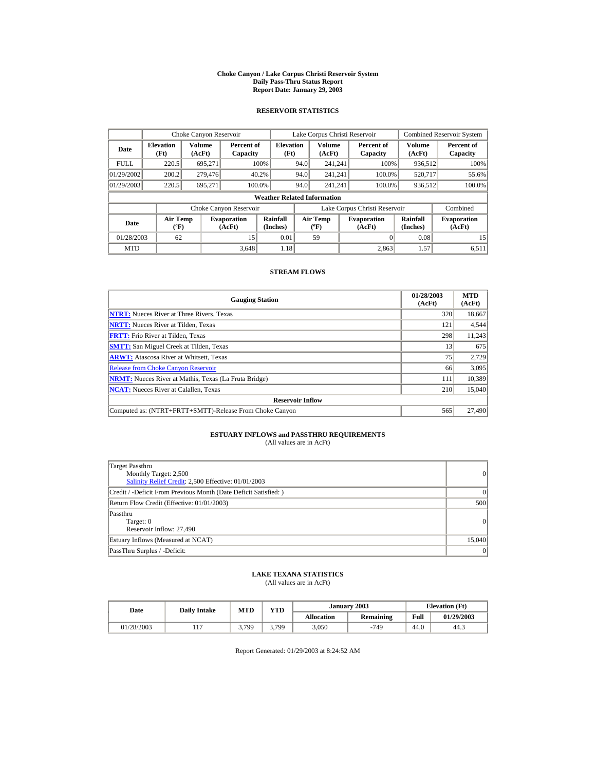**Choke Canyon / Lake Corpus Christi Reservoir System**
**Daily Pass-Thru Status Report**
**Report Date: January 29, 2003**

## RESERVOIR STATISTICS

| Date | Choke Canyon Reservoir | | | Lake Corpus Christi Reservoir | | | Combined Reservoir System | |
|---|---|---|---|---|---|---|---|---|
| | Elevation (Ft) | Volume (AcFt) | Percent of Capacity | Elevation (Ft) | Volume (AcFt) | Percent of Capacity | Volume (AcFt) | Percent of Capacity |
| FULL | 220.5 | 695,271 | 100% | 94.0 | 241,241 | 100% | 936,512 | 100% |
| 01/29/2002 | 200.2 | 279,476 | 40.2% | 94.0 | 241,241 | 100.0% | 520,717 | 55.6% |
| 01/29/2003 | 220.5 | 695,271 | 100.0% | 94.0 | 241,241 | 100.0% | 936,512 | 100.0% |

**Weather Related Information**

| Date | Choke Canyon Reservoir | | | Lake Corpus Christi Reservoir | | | Combined |
|---|---|---|---|---|---|---|---|
| | Air Temp (ºF) | Evaporation (AcFt) | Rainfall (Inches) | Air Temp (ºF) | Evaporation (AcFt) | Rainfall (Inches) | Evaporation (AcFt) |
| 01/28/2003 | 62 | 15 | 0.01 | 59 | 0 | 0.08 | 15 |
| MTD | | 3,648 | 1.18 | | 2,863 | 1.57 | 6,511 |

## STREAM FLOWS

| Gauging Station | 01/28/2003 (AcFt) | MTD (AcFt) |
|---|---|---|
| **NTRT:** Nueces River at Three Rivers, Texas | 320 | 18,667 |
| **NRTT:** Nueces River at Tilden, Texas | 121 | 4,544 |
| **FRTT:** Frio River at Tilden, Texas | 298 | 11,243 |
| **SMTT:** San Miguel Creek at Tilden, Texas | 13 | 675 |
| **ARWT:** Atascosa River at Whitsett, Texas | 75 | 2,729 |
| Release from Choke Canyon Reservoir | 66 | 3,095 |
| **NRMT:** Nueces River at Mathis, Texas (La Fruta Bridge) | 111 | 10,389 |
| **NCAT:** Nueces River at Calallen, Texas | 210 | 15,040 |
| **Reservoir Inflow** | | |
| Computed as: (NTRT+FRTT+SMTT)-Release From Choke Canyon | 565 | 27,490 |

## ESTUARY INFLOWS and PASSTHRU REQUIREMENTS

(All values are in AcFt)

| Item | Value |
|---|---|
| Target Passthru<br>Monthly Target: 2,500<br>Salinity Relief Credit: 2,500 Effective: 01/01/2003 | 0 |
| Credit / -Deficit From Previous Month (Date Deficit Satisfied: ) | 0 |
| Return Flow Credit (Effective: 01/01/2003) | 500 |
| Passthru<br>Target: 0<br>Reservoir Inflow: 27,490 | 0 |
| Estuary Inflows (Measured at NCAT) | 15,040 |
| PassThru Surplus / -Deficit: | 0 |

## LAKE TEXANA STATISTICS

(All values are in AcFt)

| Date | Daily Intake | MTD | YTD | January 2003 | | Elevation (Ft) | |
|---|---|---|---|---|---|---|---|
| | | | | Allocation | Remaining | Full | 01/29/2003 |
| 01/28/2003 | 117 | 3,799 | 3,799 | 3,050 | -749 | 44.0 | 44.3 |

Report Generated: 01/29/2003 at 8:24:52 AM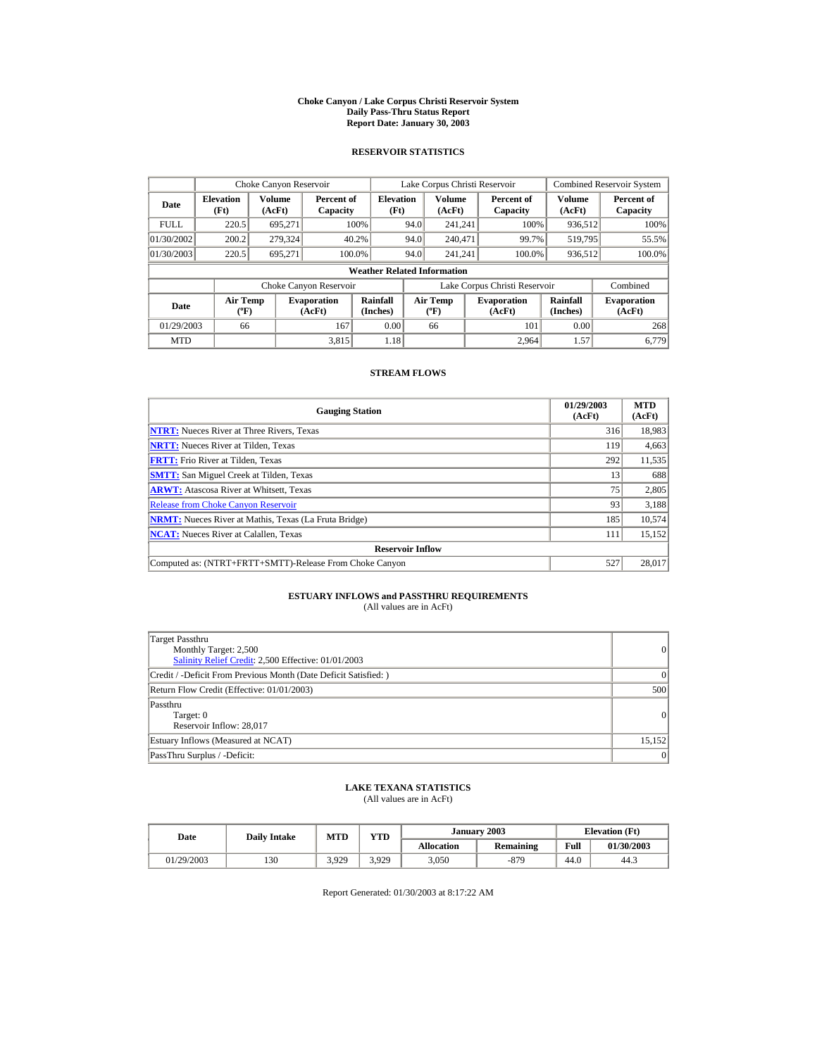# Choke Canyon / Lake Corpus Christi Reservoir System
## Daily Pass-Thru Status Report
## Report Date: January 30, 2003

### RESERVOIR STATISTICS

| Date | Choke Canyon Reservoir | | | Lake Corpus Christi Reservoir | | | Combined Reservoir System | |
|---|---|---|---|---|---|---|---|---|
| | Elevation (Ft) | Volume (AcFt) | Percent of Capacity | Elevation (Ft) | Volume (AcFt) | Percent of Capacity | Volume (AcFt) | Percent of Capacity |
| FULL | 220.5 | 695,271 | 100% | 94.0 | 241,241 | 100% | 936,512 | 100% |
| 01/30/2002 | 200.2 | 279,324 | 40.2% | 94.0 | 240,471 | 99.7% | 519,795 | 55.5% |
| 01/30/2003 | 220.5 | 695,271 | 100.0% | 94.0 | 241,241 | 100.0% | 936,512 | 100.0% |

**Weather Related Information**

| Date | Choke Canyon Reservoir | | | Lake Corpus Christi Reservoir | | | Combined |
|---|---|---|---|---|---|---|---|
| | Air Temp (ºF) | Evaporation (AcFt) | Rainfall (Inches) | Air Temp (ºF) | Evaporation (AcFt) | Rainfall (Inches) | Evaporation (AcFt) |
| 01/29/2003 | 66 | 167 | 0.00 | 66 | 101 | 0.00 | 268 |
| MTD | | 3,815 | 1.18 | | 2,964 | 1.57 | 6,779 |

### STREAM FLOWS

| Gauging Station | 01/29/2003 (AcFt) | MTD (AcFt) |
|---|---|---|
| **NTRT:** Nueces River at Three Rivers, Texas | 316 | 18,983 |
| **NRTT:** Nueces River at Tilden, Texas | 119 | 4,663 |
| **FRTT:** Frio River at Tilden, Texas | 292 | 11,535 |
| **SMTT:** San Miguel Creek at Tilden, Texas | 13 | 688 |
| **ARWT:** Atascosa River at Whitsett, Texas | 75 | 2,805 |
| Release from Choke Canyon Reservoir | 93 | 3,188 |
| **NRMT:** Nueces River at Mathis, Texas (La Fruta Bridge) | 185 | 10,574 |
| **NCAT:** Nueces River at Calallen, Texas | 111 | 15,152 |
| **Reservoir Inflow** | | |
| Computed as: (NTRT+FRTT+SMTT)-Release From Choke Canyon | 527 | 28,017 |

### ESTUARY INFLOWS and PASSTHRU REQUIREMENTS
(All values are in AcFt)

| | |
|---|---|
| Target Passthru<br>Monthly Target: 2,500<br>Salinity Relief Credit: 2,500 Effective: 01/01/2003 | 0 |
| Credit / -Deficit From Previous Month (Date Deficit Satisfied: ) | 0 |
| Return Flow Credit (Effective: 01/01/2003) | 500 |
| Passthru<br>Target: 0<br>Reservoir Inflow: 28,017 | 0 |
| Estuary Inflows (Measured at NCAT) | 15,152 |
| PassThru Surplus / -Deficit: | 0 |

### LAKE TEXANA STATISTICS
(All values are in AcFt)

| Date | Daily Intake | MTD | YTD | January 2003 | | Elevation (Ft) | |
|---|---|---|---|---|---|---|---|
| | | | | Allocation | Remaining | Full | 01/30/2003 |
| 01/29/2003 | 130 | 3,929 | 3,929 | 3,050 | -879 | 44.0 | 44.3 |

Report Generated: 01/30/2003 at 8:17:22 AM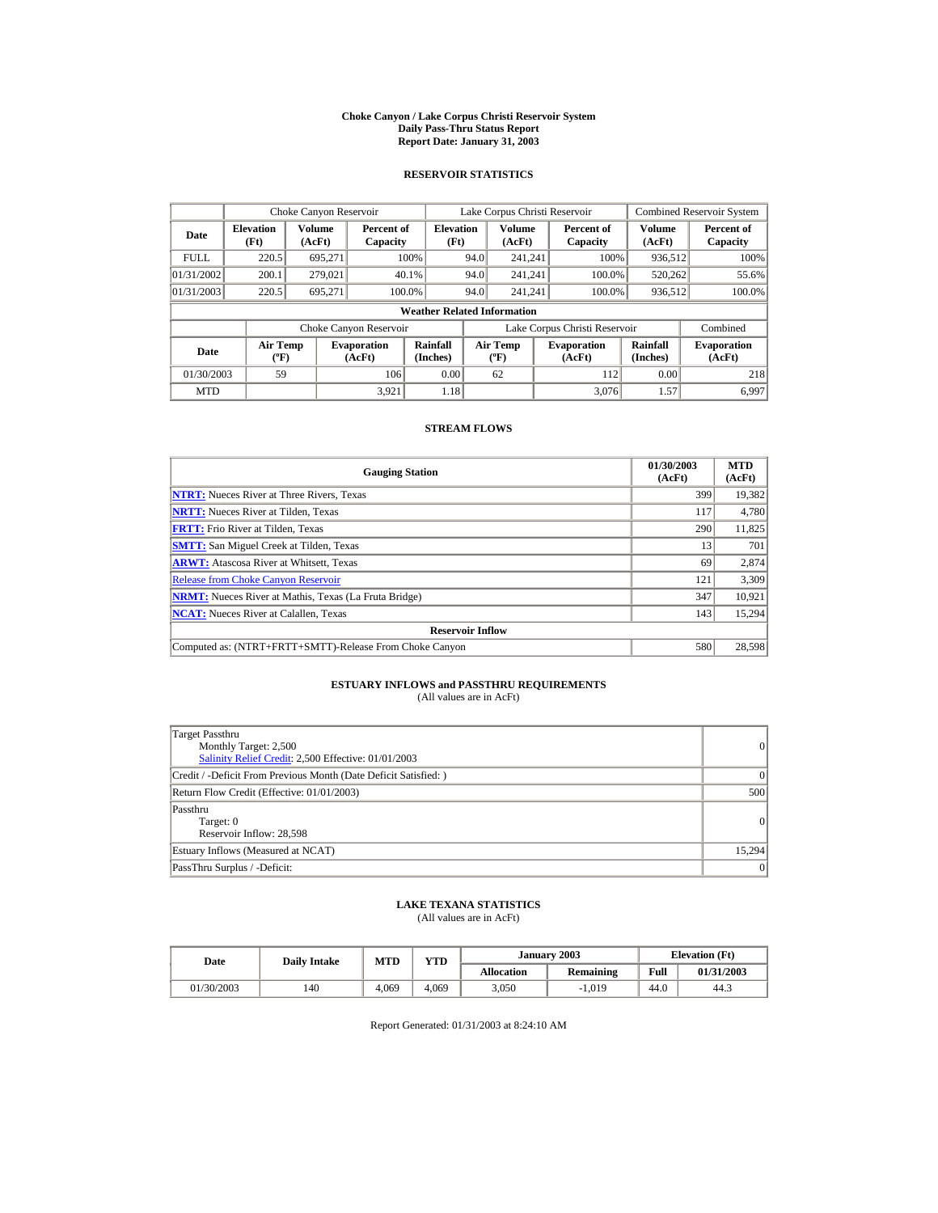# Choke Canyon / Lake Corpus Christi Reservoir System
## Daily Pass-Thru Status Report
## Report Date: January 31, 2003

### RESERVOIR STATISTICS

| Date | Choke Canyon Reservoir | | | Lake Corpus Christi Reservoir | | | Combined Reservoir System | |
|---|---|---|---|---|---|---|---|---|
| | Elevation (Ft) | Volume (AcFt) | Percent of Capacity | Elevation (Ft) | Volume (AcFt) | Percent of Capacity | Volume (AcFt) | Percent of Capacity |
| FULL | 220.5 | 695,271 | 100% | 94.0 | 241,241 | 100% | 936,512 | 100% |
| 01/31/2002 | 200.1 | 279,021 | 40.1% | 94.0 | 241,241 | 100.0% | 520,262 | 55.6% |
| 01/31/2003 | 220.5 | 695,271 | 100.0% | 94.0 | 241,241 | 100.0% | 936,512 | 100.0% |

**Weather Related Information**

| Date | Choke Canyon Reservoir | | | Lake Corpus Christi Reservoir | | | Combined |
|---|---|---|---|---|---|---|---|
| | Air Temp (ºF) | Evaporation (AcFt) | Rainfall (Inches) | Air Temp (ºF) | Evaporation (AcFt) | Rainfall (Inches) | Evaporation (AcFt) |
| 01/30/2003 | 59 | 106 | 0.00 | 62 | 112 | 0.00 | 218 |
| MTD | | 3,921 | 1.18 | | 3,076 | 1.57 | 6,997 |

### STREAM FLOWS

| Gauging Station | 01/30/2003 (AcFt) | MTD (AcFt) |
|---|---|---|
| NTRT: Nueces River at Three Rivers, Texas | 399 | 19,382 |
| NRTT: Nueces River at Tilden, Texas | 117 | 4,780 |
| FRTT: Frio River at Tilden, Texas | 290 | 11,825 |
| SMTT: San Miguel Creek at Tilden, Texas | 13 | 701 |
| ARWT: Atascosa River at Whitsett, Texas | 69 | 2,874 |
| Release from Choke Canyon Reservoir | 121 | 3,309 |
| NRMT: Nueces River at Mathis, Texas (La Fruta Bridge) | 347 | 10,921 |
| NCAT: Nueces River at Calallen, Texas | 143 | 15,294 |
| **Reservoir Inflow** | | |
| Computed as: (NTRT+FRTT+SMTT)-Release From Choke Canyon | 580 | 28,598 |

### ESTUARY INFLOWS and PASSTHRU REQUIREMENTS
(All values are in AcFt)

| | |
|---|---|
| Target Passthru<br>Monthly Target: 2,500<br>Salinity Relief Credit: 2,500 Effective: 01/01/2003 | 0 |
| Credit / -Deficit From Previous Month (Date Deficit Satisfied: ) | 0 |
| Return Flow Credit (Effective: 01/01/2003) | 500 |
| Passthru<br>Target: 0<br>Reservoir Inflow: 28,598 | 0 |
| Estuary Inflows (Measured at NCAT) | 15,294 |
| PassThru Surplus / -Deficit: | 0 |

### LAKE TEXANA STATISTICS
(All values are in AcFt)

| Date | Daily Intake | MTD | YTD | January 2003 | | Elevation (Ft) | |
|---|---|---|---|---|---|---|---|
| | | | | Allocation | Remaining | Full | 01/31/2003 |
| 01/30/2003 | 140 | 4,069 | 4,069 | 3,050 | -1,019 | 44.0 | 44.3 |

Report Generated: 01/31/2003 at 8:24:10 AM